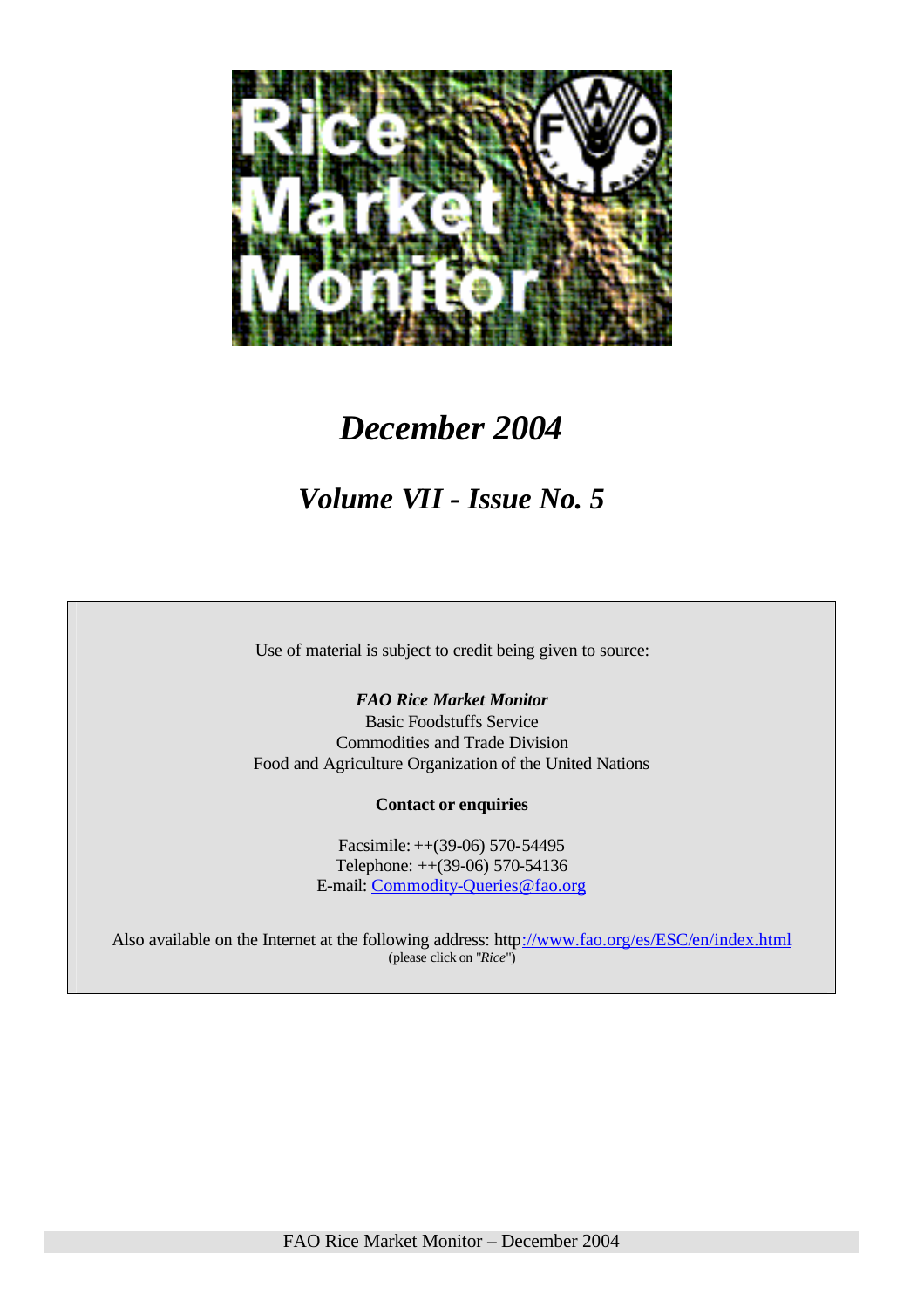# Rice Market Monitor

## *December 2004*

## *Volume VII - Issue No. 5*

Use of material is subject to credit being given to source:

***FAO Rice Market Monitor***
Basic Foodstuffs Service
Commodities and Trade Division
Food and Agriculture Organization of the United Nations

**Contact or enquiries**

Facsimile: ++(39-06) 570-54495
Telephone: ++(39-06) 570-54136
E-mail: Commodity-Queries@fao.org

Also available on the Internet at the following address: http://www.fao.org/es/ESC/en/index.html
(please click on "*Rice*")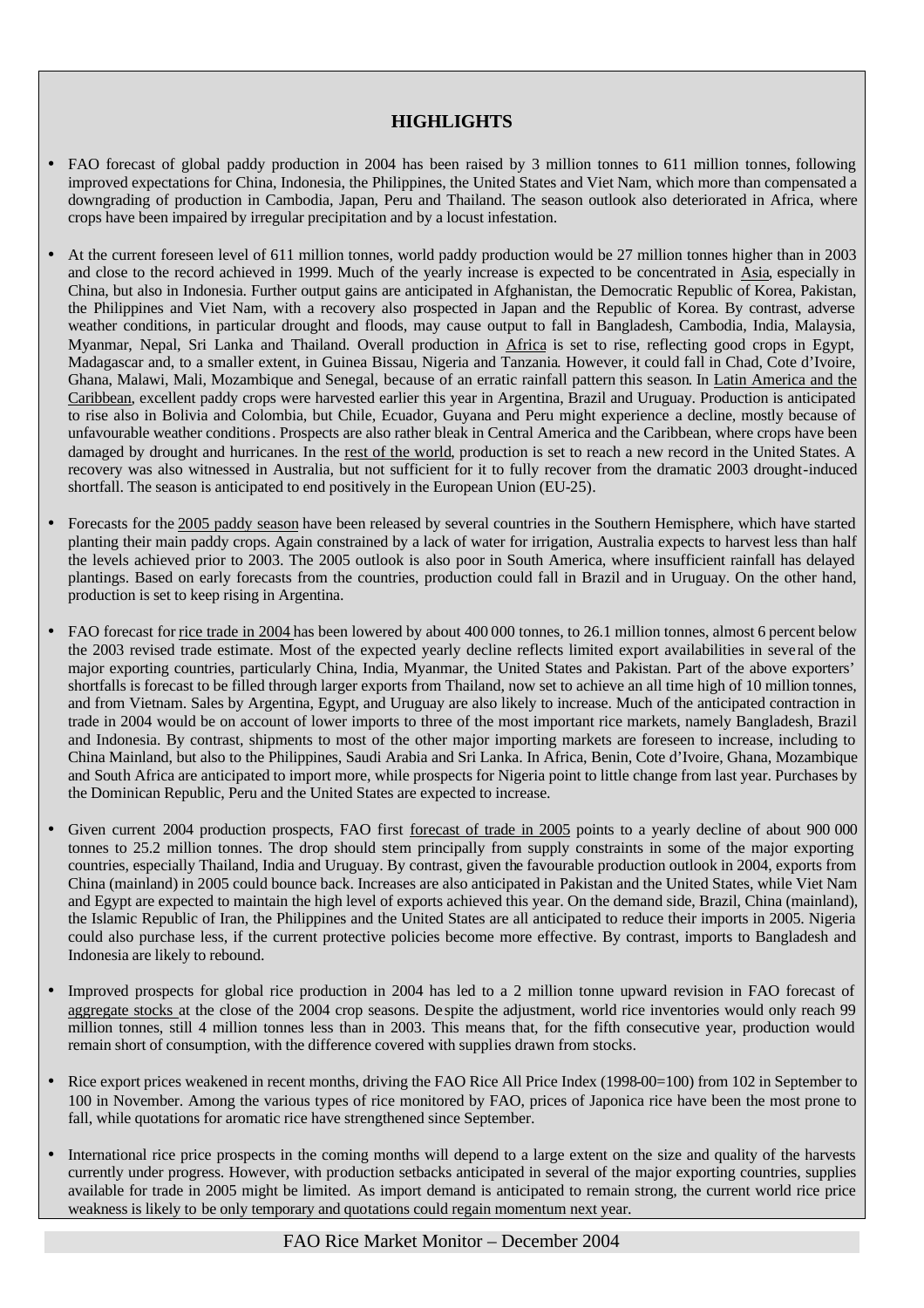## HIGHLIGHTS

- FAO forecast of global paddy production in 2004 has been raised by 3 million tonnes to 611 million tonnes, following improved expectations for China, Indonesia, the Philippines, the United States and Viet Nam, which more than compensated a downgrading of production in Cambodia, Japan, Peru and Thailand. The season outlook also deteriorated in Africa, where crops have been impaired by irregular precipitation and by a locust infestation.

- At the current foreseen level of 611 million tonnes, world paddy production would be 27 million tonnes higher than in 2003 and close to the record achieved in 1999. Much of the yearly increase is expected to be concentrated in Asia, especially in China, but also in Indonesia. Further output gains are anticipated in Afghanistan, the Democratic Republic of Korea, Pakistan, the Philippines and Viet Nam, with a recovery also prospected in Japan and the Republic of Korea. By contrast, adverse weather conditions, in particular drought and floods, may cause output to fall in Bangladesh, Cambodia, India, Malaysia, Myanmar, Nepal, Sri Lanka and Thailand. Overall production in Africa is set to rise, reflecting good crops in Egypt, Madagascar and, to a smaller extent, in Guinea Bissau, Nigeria and Tanzania. However, it could fall in Chad, Cote d'Ivoire, Ghana, Malawi, Mali, Mozambique and Senegal, because of an erratic rainfall pattern this season. In Latin America and the Caribbean, excellent paddy crops were harvested earlier this year in Argentina, Brazil and Uruguay. Production is anticipated to rise also in Bolivia and Colombia, but Chile, Ecuador, Guyana and Peru might experience a decline, mostly because of unfavourable weather conditions. Prospects are also rather bleak in Central America and the Caribbean, where crops have been damaged by drought and hurricanes. In the rest of the world, production is set to reach a new record in the United States. A recovery was also witnessed in Australia, but not sufficient for it to fully recover from the dramatic 2003 drought-induced shortfall. The season is anticipated to end positively in the European Union (EU-25).

- Forecasts for the 2005 paddy season have been released by several countries in the Southern Hemisphere, which have started planting their main paddy crops. Again constrained by a lack of water for irrigation, Australia expects to harvest less than half the levels achieved prior to 2003. The 2005 outlook is also poor in South America, where insufficient rainfall has delayed plantings. Based on early forecasts from the countries, production could fall in Brazil and in Uruguay. On the other hand, production is set to keep rising in Argentina.

- FAO forecast for rice trade in 2004 has been lowered by about 400 000 tonnes, to 26.1 million tonnes, almost 6 percent below the 2003 revised trade estimate. Most of the expected yearly decline reflects limited export availabilities in several of the major exporting countries, particularly China, India, Myanmar, the United States and Pakistan. Part of the above exporters' shortfalls is forecast to be filled through larger exports from Thailand, now set to achieve an all time high of 10 million tonnes, and from Vietnam. Sales by Argentina, Egypt, and Uruguay are also likely to increase. Much of the anticipated contraction in trade in 2004 would be on account of lower imports to three of the most important rice markets, namely Bangladesh, Brazil and Indonesia. By contrast, shipments to most of the other major importing markets are foreseen to increase, including to China Mainland, but also to the Philippines, Saudi Arabia and Sri Lanka. In Africa, Benin, Cote d'Ivoire, Ghana, Mozambique and South Africa are anticipated to import more, while prospects for Nigeria point to little change from last year. Purchases by the Dominican Republic, Peru and the United States are expected to increase.

- Given current 2004 production prospects, FAO first forecast of trade in 2005 points to a yearly decline of about 900 000 tonnes to 25.2 million tonnes. The drop should stem principally from supply constraints in some of the major exporting countries, especially Thailand, India and Uruguay. By contrast, given the favourable production outlook in 2004, exports from China (mainland) in 2005 could bounce back. Increases are also anticipated in Pakistan and the United States, while Viet Nam and Egypt are expected to maintain the high level of exports achieved this year. On the demand side, Brazil, China (mainland), the Islamic Republic of Iran, the Philippines and the United States are all anticipated to reduce their imports in 2005. Nigeria could also purchase less, if the current protective policies become more effective. By contrast, imports to Bangladesh and Indonesia are likely to rebound.

- Improved prospects for global rice production in 2004 has led to a 2 million tonne upward revision in FAO forecast of aggregate stocks at the close of the 2004 crop seasons. Despite the adjustment, world rice inventories would only reach 99 million tonnes, still 4 million tonnes less than in 2003. This means that, for the fifth consecutive year, production would remain short of consumption, with the difference covered with supplies drawn from stocks.

- Rice export prices weakened in recent months, driving the FAO Rice All Price Index (1998-00=100) from 102 in September to 100 in November. Among the various types of rice monitored by FAO, prices of Japonica rice have been the most prone to fall, while quotations for aromatic rice have strengthened since September.

- International rice price prospects in the coming months will depend to a large extent on the size and quality of the harvests currently under progress. However, with production setbacks anticipated in several of the major exporting countries, supplies available for trade in 2005 might be limited. As import demand is anticipated to remain strong, the current world rice price weakness is likely to be only temporary and quotations could regain momentum next year.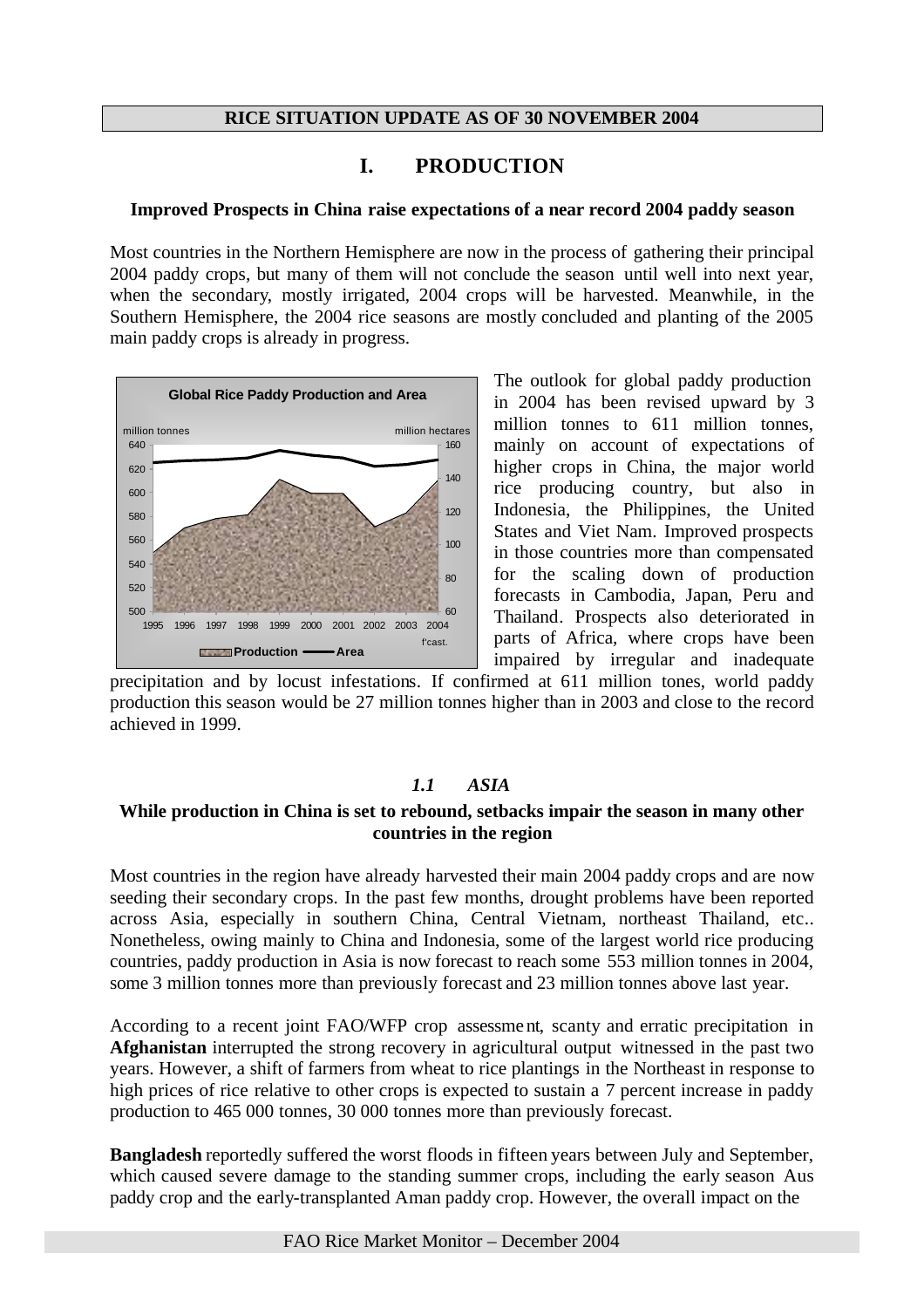**RICE SITUATION UPDATE AS OF 30 NOVEMBER 2004**

# I. PRODUCTION

**Improved Prospects in China raise expectations of a near record 2004 paddy season**

Most countries in the Northern Hemisphere are now in the process of gathering their principal 2004 paddy crops, but many of them will not conclude the season until well into next year, when the secondary, mostly irrigated, 2004 crops will be harvested. Meanwhile, in the Southern Hemisphere, the 2004 rice seasons are mostly concluded and planting of the 2005 main paddy crops is already in progress.

The outlook for global paddy production in 2004 has been revised upward by 3 million tonnes to 611 million tonnes, mainly on account of expectations of higher crops in China, the major world rice producing country, but also in Indonesia, the Philippines, the United States and Viet Nam. Improved prospects in those countries more than compensated for the scaling down of production forecasts in Cambodia, Japan, Peru and Thailand. Prospects also deteriorated in parts of Africa, where crops have been impaired by irregular and inadequate precipitation and by locust infestations. If confirmed at 611 million tones, world paddy production this season would be 27 million tonnes higher than in 2003 and close to the record achieved in 1999.

## *1.1 ASIA*

**While production in China is set to rebound, setbacks impair the season in many other countries in the region**

Most countries in the region have already harvested their main 2004 paddy crops and are now seeding their secondary crops. In the past few months, drought problems have been reported across Asia, especially in southern China, Central Vietnam, northeast Thailand, etc.. Nonetheless, owing mainly to China and Indonesia, some of the largest world rice producing countries, paddy production in Asia is now forecast to reach some 553 million tonnes in 2004, some 3 million tonnes more than previously forecast and 23 million tonnes above last year.

According to a recent joint FAO/WFP crop assessment, scanty and erratic precipitation in **Afghanistan** interrupted the strong recovery in agricultural output witnessed in the past two years. However, a shift of farmers from wheat to rice plantings in the Northeast in response to high prices of rice relative to other crops is expected to sustain a 7 percent increase in paddy production to 465 000 tonnes, 30 000 tonnes more than previously forecast.

**Bangladesh** reportedly suffered the worst floods in fifteen years between July and September, which caused severe damage to the standing summer crops, including the early season Aus paddy crop and the early-transplanted Aman paddy crop. However, the overall impact on the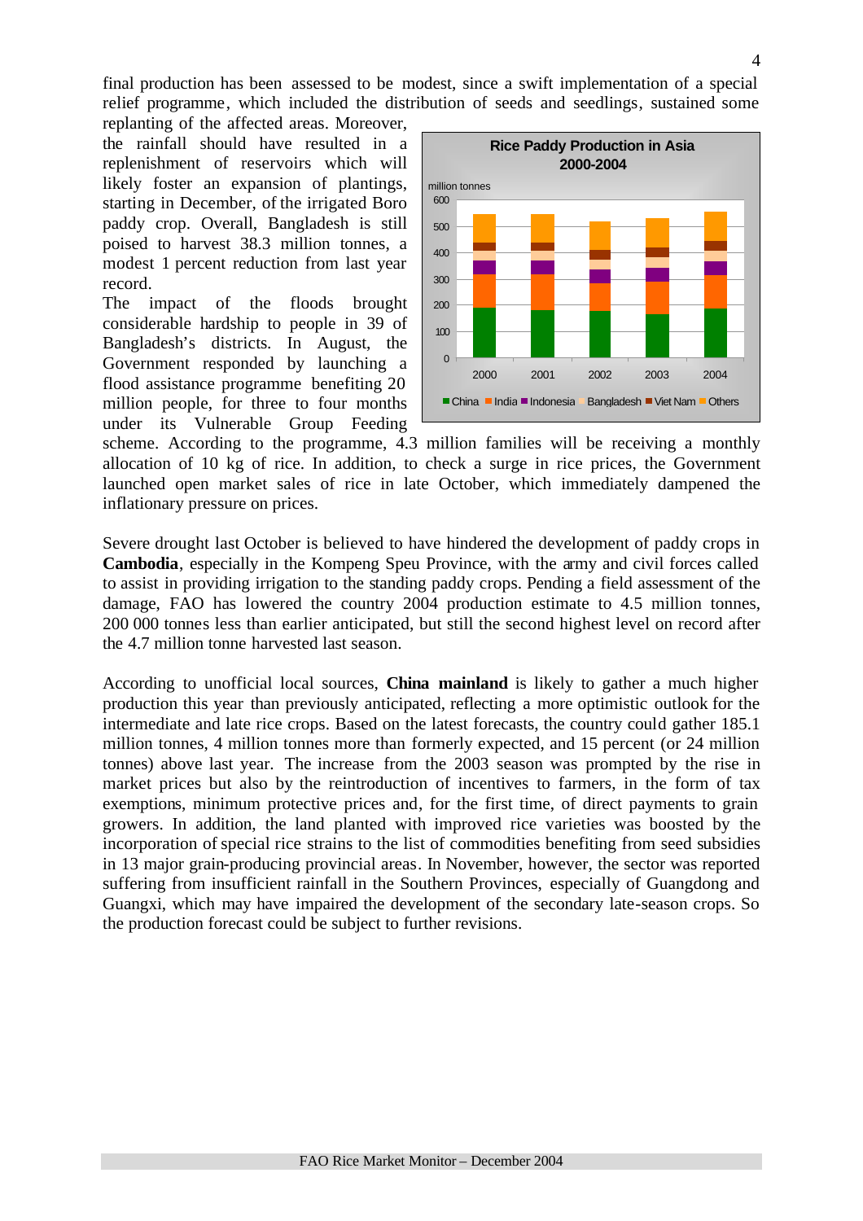final production has been assessed to be modest, since a swift implementation of a special relief programme, which included the distribution of seeds and seedlings, sustained some replanting of the affected areas. Moreover, the rainfall should have resulted in a replenishment of reservoirs which will likely foster an expansion of plantings, starting in December, of the irrigated Boro paddy crop. Overall, Bangladesh is still poised to harvest 38.3 million tonnes, a modest 1 percent reduction from last year record.

The impact of the floods brought considerable hardship to people in 39 of Bangladesh's districts. In August, the Government responded by launching a flood assistance programme benefiting 20 million people, for three to four months under its Vulnerable Group Feeding scheme. According to the programme, 4.3 million families will be receiving a monthly allocation of 10 kg of rice. In addition, to check a surge in rice prices, the Government launched open market sales of rice in late October, which immediately dampened the inflationary pressure on prices.

Severe drought last October is believed to have hindered the development of paddy crops in **Cambodia**, especially in the Kompeng Speu Province, with the army and civil forces called to assist in providing irrigation to the standing paddy crops. Pending a field assessment of the damage, FAO has lowered the country 2004 production estimate to 4.5 million tonnes, 200 000 tonnes less than earlier anticipated, but still the second highest level on record after the 4.7 million tonne harvested last season.

According to unofficial local sources, **China mainland** is likely to gather a much higher production this year than previously anticipated, reflecting a more optimistic outlook for the intermediate and late rice crops. Based on the latest forecasts, the country could gather 185.1 million tonnes, 4 million tonnes more than formerly expected, and 15 percent (or 24 million tonnes) above last year. The increase from the 2003 season was prompted by the rise in market prices but also by the reintroduction of incentives to farmers, in the form of tax exemptions, minimum protective prices and, for the first time, of direct payments to grain growers. In addition, the land planted with improved rice varieties was boosted by the incorporation of special rice strains to the list of commodities benefiting from seed subsidies in 13 major grain-producing provincial areas. In November, however, the sector was reported suffering from insufficient rainfall in the Southern Provinces, especially of Guangdong and Guangxi, which may have impaired the development of the secondary late-season crops. So the production forecast could be subject to further revisions.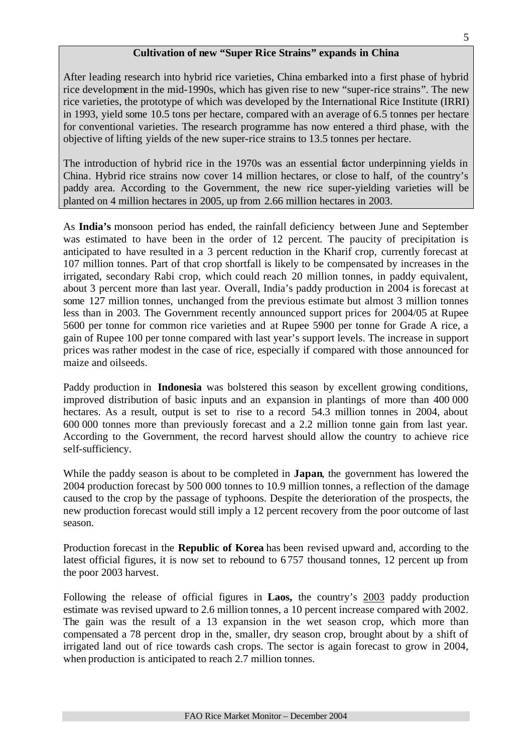### Cultivation of new "Super Rice Strains" expands in China

After leading research into hybrid rice varieties, China embarked into a first phase of hybrid rice development in the mid-1990s, which has given rise to new "super-rice strains". The new rice varieties, the prototype of which was developed by the International Rice Institute (IRRI) in 1993, yield some 10.5 tons per hectare, compared with an average of 6.5 tonnes per hectare for conventional varieties. The research programme has now entered a third phase, with the objective of lifting yields of the new super-rice strains to 13.5 tonnes per hectare.

The introduction of hybrid rice in the 1970s was an essential factor underpinning yields in China. Hybrid rice strains now cover 14 million hectares, or close to half, of the country's paddy area. According to the Government, the new rice super-yielding varieties will be planted on 4 million hectares in 2005, up from 2.66 million hectares in 2003.

As **India's** monsoon period has ended, the rainfall deficiency between June and September was estimated to have been in the order of 12 percent. The paucity of precipitation is anticipated to have resulted in a 3 percent reduction in the Kharif crop, currently forecast at 107 million tonnes. Part of that crop shortfall is likely to be compensated by increases in the irrigated, secondary Rabi crop, which could reach 20 million tonnes, in paddy equivalent, about 3 percent more than last year. Overall, India's paddy production in 2004 is forecast at some 127 million tonnes, unchanged from the previous estimate but almost 3 million tonnes less than in 2003. The Government recently announced support prices for 2004/05 at Rupee 5600 per tonne for common rice varieties and at Rupee 5900 per tonne for Grade A rice, a gain of Rupee 100 per tonne compared with last year's support levels. The increase in support prices was rather modest in the case of rice, especially if compared with those announced for maize and oilseeds.

Paddy production in **Indonesia** was bolstered this season by excellent growing conditions, improved distribution of basic inputs and an expansion in plantings of more than 400 000 hectares. As a result, output is set to rise to a record 54.3 million tonnes in 2004, about 600 000 tonnes more than previously forecast and a 2.2 million tonne gain from last year. According to the Government, the record harvest should allow the country to achieve rice self-sufficiency.

While the paddy season is about to be completed in **Japan**, the government has lowered the 2004 production forecast by 500 000 tonnes to 10.9 million tonnes, a reflection of the damage caused to the crop by the passage of typhoons. Despite the deterioration of the prospects, the new production forecast would still imply a 12 percent recovery from the poor outcome of last season.

Production forecast in the **Republic of Korea** has been revised upward and, according to the latest official figures, it is now set to rebound to 6 757 thousand tonnes, 12 percent up from the poor 2003 harvest.

Following the release of official figures in **Laos,** the country's 2003 paddy production estimate was revised upward to 2.6 million tonnes, a 10 percent increase compared with 2002. The gain was the result of a 13 expansion in the wet season crop, which more than compensated a 78 percent drop in the, smaller, dry season crop, brought about by a shift of irrigated land out of rice towards cash crops. The sector is again forecast to grow in 2004, when production is anticipated to reach 2.7 million tonnes.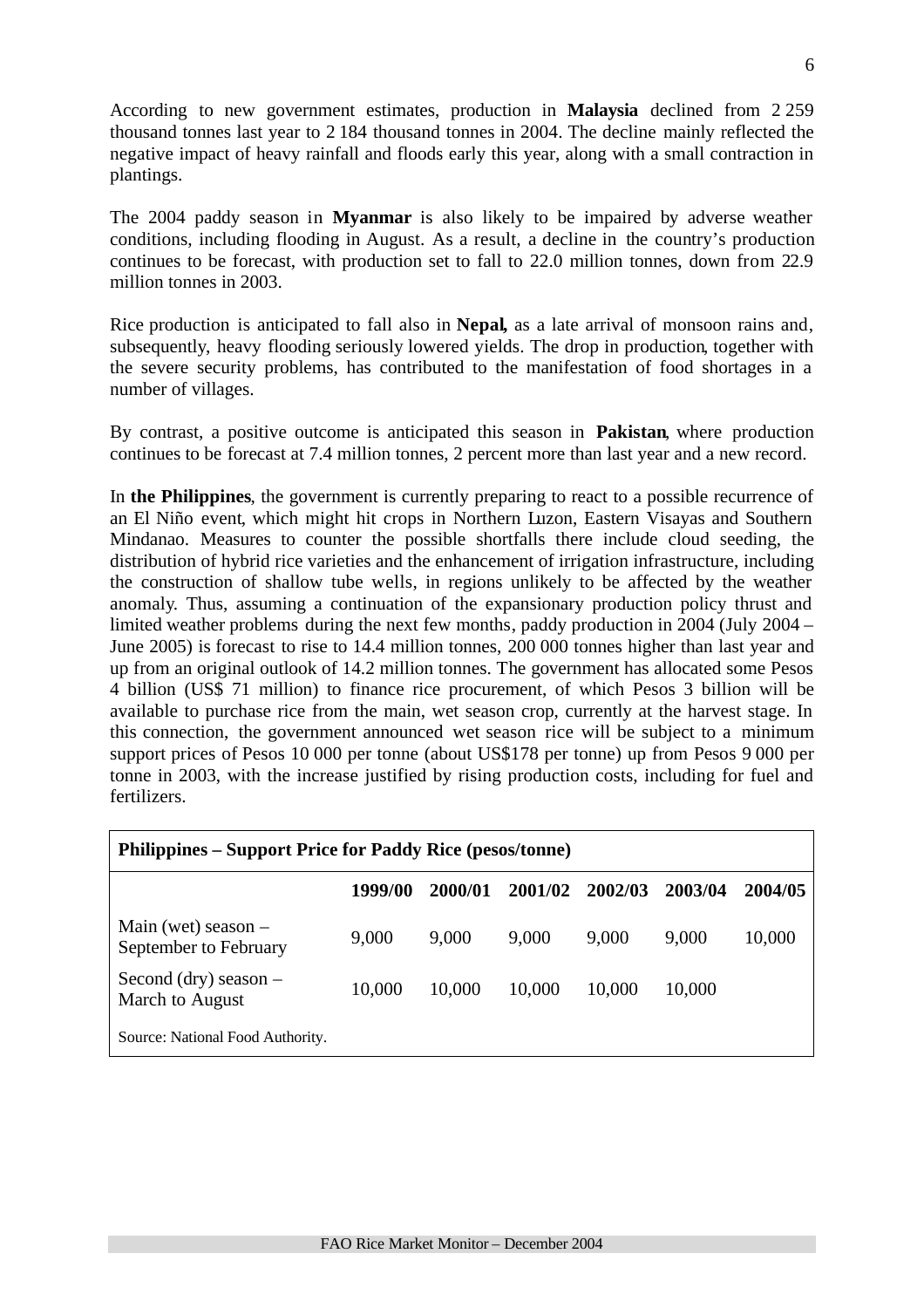According to new government estimates, production in **Malaysia** declined from 2 259 thousand tonnes last year to 2 184 thousand tonnes in 2004. The decline mainly reflected the negative impact of heavy rainfall and floods early this year, along with a small contraction in plantings.

The 2004 paddy season in **Myanmar** is also likely to be impaired by adverse weather conditions, including flooding in August. As a result, a decline in the country's production continues to be forecast, with production set to fall to 22.0 million tonnes, down from 22.9 million tonnes in 2003.

Rice production is anticipated to fall also in **Nepal,** as a late arrival of monsoon rains and, subsequently, heavy flooding seriously lowered yields. The drop in production, together with the severe security problems, has contributed to the manifestation of food shortages in a number of villages.

By contrast, a positive outcome is anticipated this season in **Pakistan**, where production continues to be forecast at 7.4 million tonnes, 2 percent more than last year and a new record.

In **the Philippines**, the government is currently preparing to react to a possible recurrence of an El Niño event, which might hit crops in Northern Luzon, Eastern Visayas and Southern Mindanao. Measures to counter the possible shortfalls there include cloud seeding, the distribution of hybrid rice varieties and the enhancement of irrigation infrastructure, including the construction of shallow tube wells, in regions unlikely to be affected by the weather anomaly. Thus, assuming a continuation of the expansionary production policy thrust and limited weather problems during the next few months, paddy production in 2004 (July 2004 – June 2005) is forecast to rise to 14.4 million tonnes, 200 000 tonnes higher than last year and up from an original outlook of 14.2 million tonnes. The government has allocated some Pesos 4 billion (US$ 71 million) to finance rice procurement, of which Pesos 3 billion will be available to purchase rice from the main, wet season crop, currently at the harvest stage. In this connection, the government announced wet season rice will be subject to a minimum support prices of Pesos 10 000 per tonne (about US$178 per tonne) up from Pesos 9 000 per tonne in 2003, with the increase justified by rising production costs, including for fuel and fertilizers.

**Philippines – Support Price for Paddy Rice (pesos/tonne)**

| | 1999/00 | 2000/01 | 2001/02 | 2002/03 | 2003/04 | 2004/05 |
|---|---|---|---|---|---|---|
| Main (wet) season – September to February | 9,000 | 9,000 | 9,000 | 9,000 | 9,000 | 10,000 |
| Second (dry) season – March to August | 10,000 | 10,000 | 10,000 | 10,000 | 10,000 | |

Source: National Food Authority.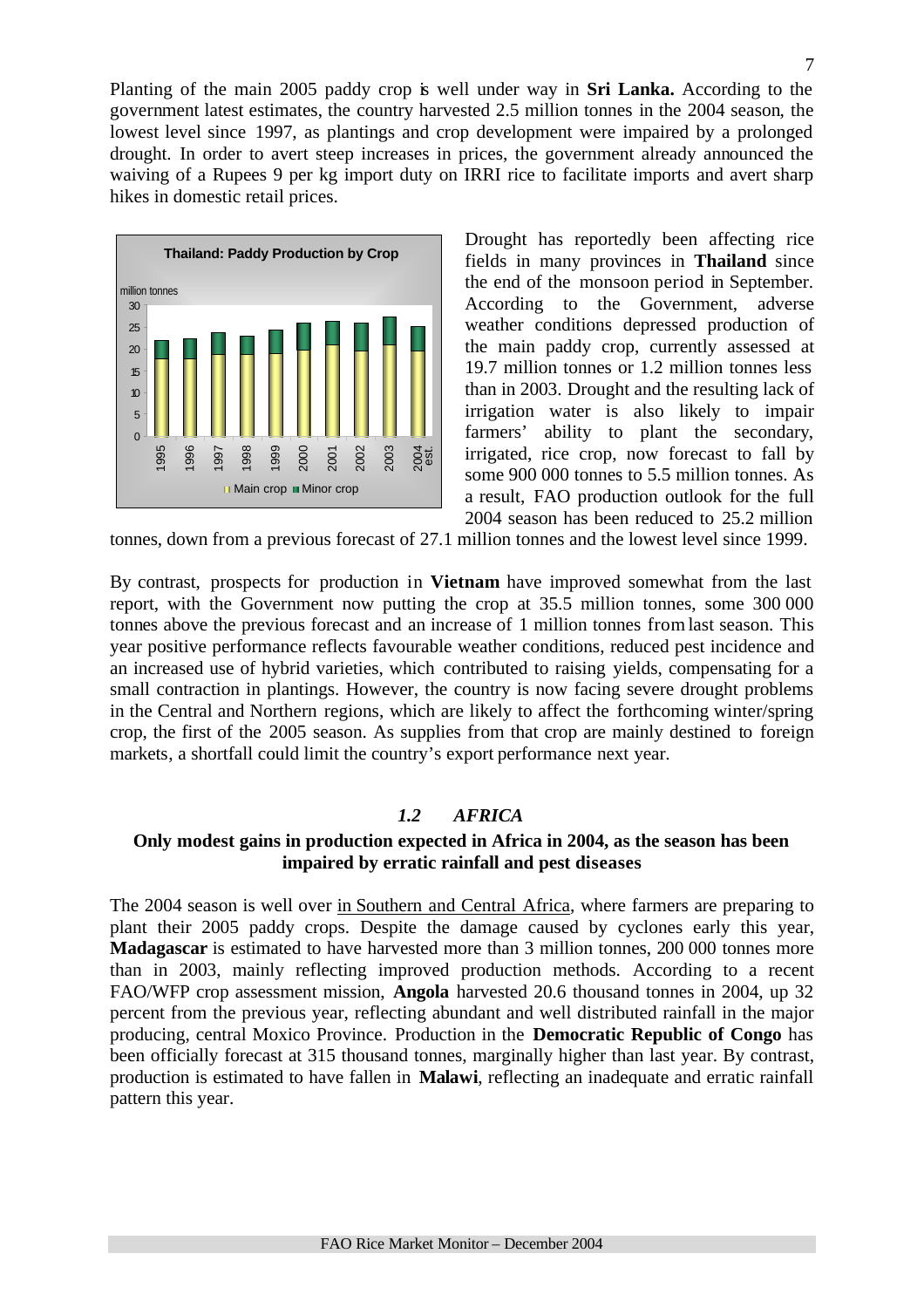Planting of the main 2005 paddy crop is well under way in **Sri Lanka.** According to the government latest estimates, the country harvested 2.5 million tonnes in the 2004 season, the lowest level since 1997, as plantings and crop development were impaired by a prolonged drought. In order to avert steep increases in prices, the government already announced the waiving of a Rupees 9 per kg import duty on IRRI rice to facilitate imports and avert sharp hikes in domestic retail prices.

Drought has reportedly been affecting rice fields in many provinces in **Thailand** since the end of the monsoon period in September. According to the Government, adverse weather conditions depressed production of the main paddy crop, currently assessed at 19.7 million tonnes or 1.2 million tonnes less than in 2003. Drought and the resulting lack of irrigation water is also likely to impair farmers' ability to plant the secondary, irrigated, rice crop, now forecast to fall by some 900 000 tonnes to 5.5 million tonnes. As a result, FAO production outlook for the full 2004 season has been reduced to 25.2 million tonnes, down from a previous forecast of 27.1 million tonnes and the lowest level since 1999.

By contrast, prospects for production in **Vietnam** have improved somewhat from the last report, with the Government now putting the crop at 35.5 million tonnes, some 300 000 tonnes above the previous forecast and an increase of 1 million tonnes from last season. This year positive performance reflects favourable weather conditions, reduced pest incidence and an increased use of hybrid varieties, which contributed to raising yields, compensating for a small contraction in plantings. However, the country is now facing severe drought problems in the Central and Northern regions, which are likely to affect the forthcoming winter/spring crop, the first of the 2005 season. As supplies from that crop are mainly destined to foreign markets, a shortfall could limit the country's export performance next year.

## *1.2 AFRICA*

**Only modest gains in production expected in Africa in 2004, as the season has been impaired by erratic rainfall and pest diseases**

The 2004 season is well over in Southern and Central Africa, where farmers are preparing to plant their 2005 paddy crops. Despite the damage caused by cyclones early this year, **Madagascar** is estimated to have harvested more than 3 million tonnes, 200 000 tonnes more than in 2003, mainly reflecting improved production methods. According to a recent FAO/WFP crop assessment mission, **Angola** harvested 20.6 thousand tonnes in 2004, up 32 percent from the previous year, reflecting abundant and well distributed rainfall in the major producing, central Moxico Province. Production in the **Democratic Republic of Congo** has been officially forecast at 315 thousand tonnes, marginally higher than last year. By contrast, production is estimated to have fallen in **Malawi**, reflecting an inadequate and erratic rainfall pattern this year.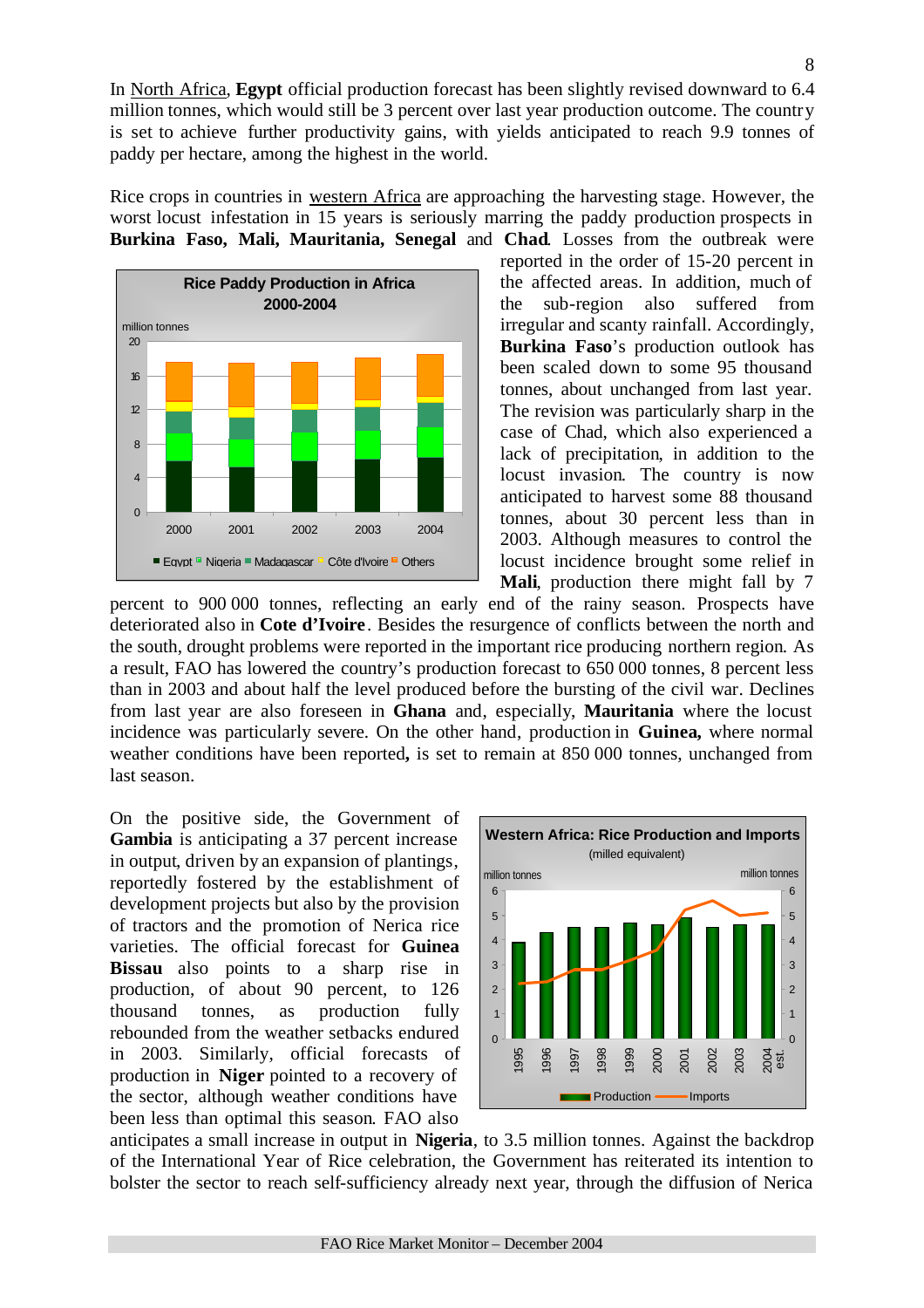In North Africa, **Egypt** official production forecast has been slightly revised downward to 6.4 million tonnes, which would still be 3 percent over last year production outcome. The country is set to achieve further productivity gains, with yields anticipated to reach 9.9 tonnes of paddy per hectare, among the highest in the world.

Rice crops in countries in western Africa are approaching the harvesting stage. However, the worst locust infestation in 15 years is seriously marring the paddy production prospects in **Burkina Faso, Mali, Mauritania, Senegal** and **Chad**. Losses from the outbreak were reported in the order of 15-20 percent in the affected areas. In addition, much of the sub-region also suffered from irregular and scanty rainfall. Accordingly, **Burkina Faso**'s production outlook has been scaled down to some 95 thousand tonnes, about unchanged from last year. The revision was particularly sharp in the case of Chad, which also experienced a lack of precipitation, in addition to the locust invasion. The country is now anticipated to harvest some 88 thousand tonnes, about 30 percent less than in 2003. Although measures to control the locust incidence brought some relief in **Mali**, production there might fall by 7 percent to 900 000 tonnes, reflecting an early end of the rainy season. Prospects have deteriorated also in **Cote d'Ivoire**. Besides the resurgence of conflicts between the north and the south, drought problems were reported in the important rice producing northern region. As a result, FAO has lowered the country's production forecast to 650 000 tonnes, 8 percent less than in 2003 and about half the level produced before the bursting of the civil war. Declines from last year are also foreseen in **Ghana** and, especially, **Mauritania** where the locust incidence was particularly severe. On the other hand, production in **Guinea,** where normal weather conditions have been reported**,** is set to remain at 850 000 tonnes, unchanged from last season.

**Rice Paddy Production in Africa 2000-2004**

On the positive side, the Government of **Gambia** is anticipating a 37 percent increase in output, driven by an expansion of plantings, reportedly fostered by the establishment of development projects but also by the provision of tractors and the promotion of Nerica rice varieties. The official forecast for **Guinea Bissau** also points to a sharp rise in production, of about 90 percent, to 126 thousand tonnes, as production fully rebounded from the weather setbacks endured in 2003. Similarly, official forecasts of production in **Niger** pointed to a recovery of the sector, although weather conditions have been less than optimal this season. FAO also anticipates a small increase in output in **Nigeria**, to 3.5 million tonnes. Against the backdrop of the International Year of Rice celebration, the Government has reiterated its intention to bolster the sector to reach self-sufficiency already next year, through the diffusion of Nerica

**Western Africa: Rice Production and Imports** (milled equivalent)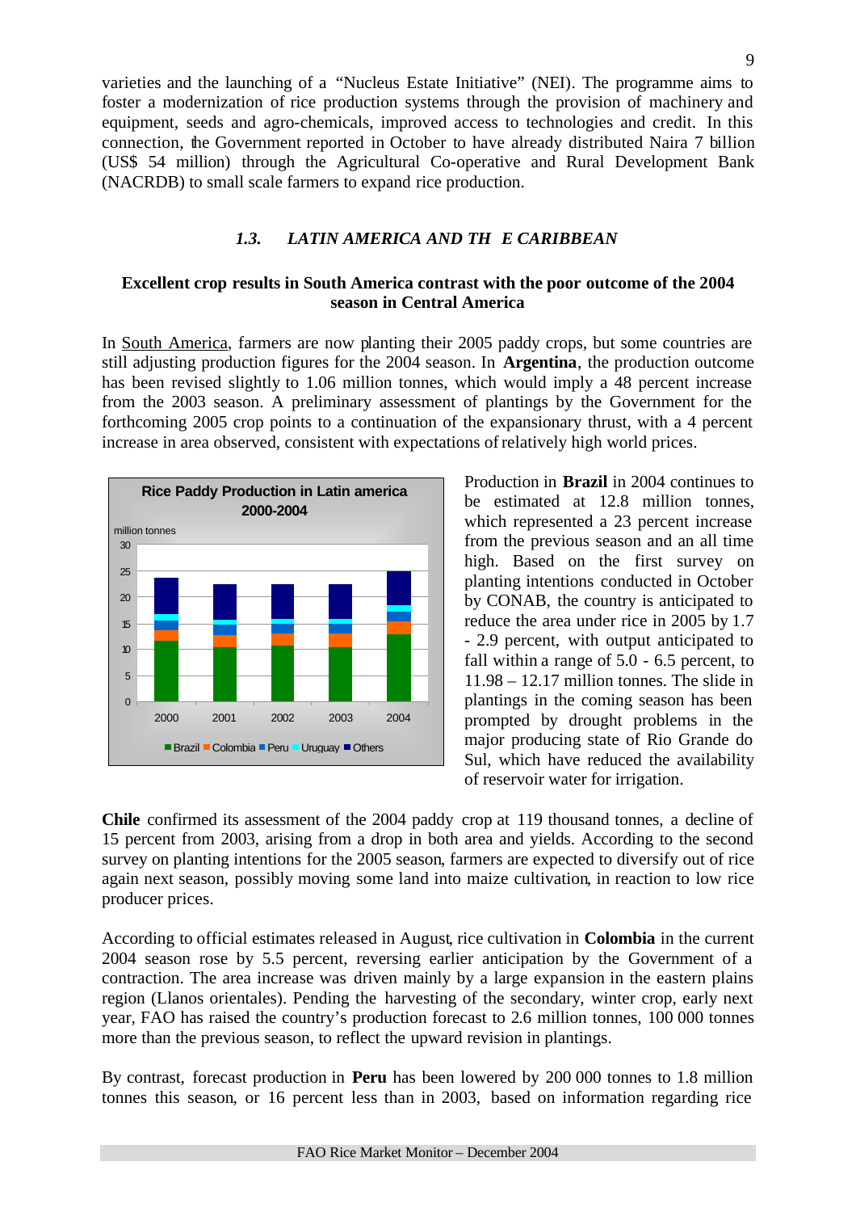varieties and the launching of a "Nucleus Estate Initiative" (NEI). The programme aims to foster a modernization of rice production systems through the provision of machinery and equipment, seeds and agro-chemicals, improved access to technologies and credit. In this connection, the Government reported in October to have already distributed Naira 7 billion (US$ 54 million) through the Agricultural Co-operative and Rural Development Bank (NACRDB) to small scale farmers to expand rice production.

### *1.3. LATIN AMERICA AND TH E CARIBBEAN*

**Excellent crop results in South America contrast with the poor outcome of the 2004 season in Central America**

In South America, farmers are now planting their 2005 paddy crops, but some countries are still adjusting production figures for the 2004 season. In **Argentina**, the production outcome has been revised slightly to 1.06 million tonnes, which would imply a 48 percent increase from the 2003 season. A preliminary assessment of plantings by the Government for the forthcoming 2005 crop points to a continuation of the expansionary thrust, with a 4 percent increase in area observed, consistent with expectations of relatively high world prices.

Rice Paddy Production in Latin america 2000-2004

Production in **Brazil** in 2004 continues to be estimated at 12.8 million tonnes, which represented a 23 percent increase from the previous season and an all time high. Based on the first survey on planting intentions conducted in October by CONAB, the country is anticipated to reduce the area under rice in 2005 by 1.7 - 2.9 percent, with output anticipated to fall within a range of 5.0 - 6.5 percent, to 11.98 – 12.17 million tonnes. The slide in plantings in the coming season has been prompted by drought problems in the major producing state of Rio Grande do Sul, which have reduced the availability of reservoir water for irrigation.

**Chile** confirmed its assessment of the 2004 paddy crop at 119 thousand tonnes, a decline of 15 percent from 2003, arising from a drop in both area and yields. According to the second survey on planting intentions for the 2005 season, farmers are expected to diversify out of rice again next season, possibly moving some land into maize cultivation, in reaction to low rice producer prices.

According to official estimates released in August, rice cultivation in **Colombia** in the current 2004 season rose by 5.5 percent, reversing earlier anticipation by the Government of a contraction. The area increase was driven mainly by a large expansion in the eastern plains region (Llanos orientales). Pending the harvesting of the secondary, winter crop, early next year, FAO has raised the country's production forecast to 2.6 million tonnes, 100 000 tonnes more than the previous season, to reflect the upward revision in plantings.

By contrast, forecast production in **Peru** has been lowered by 200 000 tonnes to 1.8 million tonnes this season, or 16 percent less than in 2003, based on information regarding rice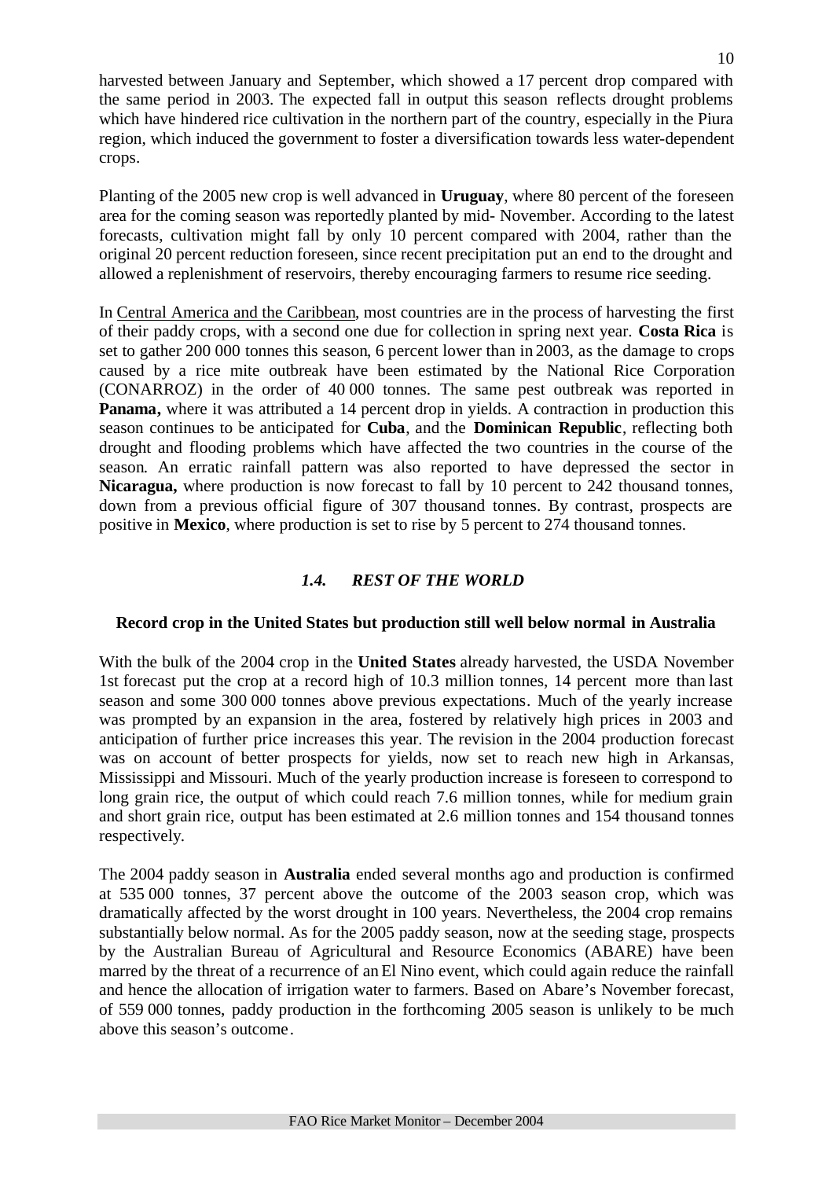harvested between January and September, which showed a 17 percent drop compared with the same period in 2003. The expected fall in output this season reflects drought problems which have hindered rice cultivation in the northern part of the country, especially in the Piura region, which induced the government to foster a diversification towards less water-dependent crops.

Planting of the 2005 new crop is well advanced in **Uruguay**, where 80 percent of the foreseen area for the coming season was reportedly planted by mid- November. According to the latest forecasts, cultivation might fall by only 10 percent compared with 2004, rather than the original 20 percent reduction foreseen, since recent precipitation put an end to the drought and allowed a replenishment of reservoirs, thereby encouraging farmers to resume rice seeding.

In Central America and the Caribbean, most countries are in the process of harvesting the first of their paddy crops, with a second one due for collection in spring next year. **Costa Rica** is set to gather 200 000 tonnes this season, 6 percent lower than in 2003, as the damage to crops caused by a rice mite outbreak have been estimated by the National Rice Corporation (CONARROZ) in the order of 40 000 tonnes. The same pest outbreak was reported in **Panama,** where it was attributed a 14 percent drop in yields. A contraction in production this season continues to be anticipated for **Cuba**, and the **Dominican Republic**, reflecting both drought and flooding problems which have affected the two countries in the course of the season. An erratic rainfall pattern was also reported to have depressed the sector in **Nicaragua,** where production is now forecast to fall by 10 percent to 242 thousand tonnes, down from a previous official figure of 307 thousand tonnes. By contrast, prospects are positive in **Mexico**, where production is set to rise by 5 percent to 274 thousand tonnes.

### *1.4. REST OF THE WORLD*

**Record crop in the United States but production still well below normal in Australia**

With the bulk of the 2004 crop in the **United States** already harvested, the USDA November 1st forecast put the crop at a record high of 10.3 million tonnes, 14 percent more than last season and some 300 000 tonnes above previous expectations. Much of the yearly increase was prompted by an expansion in the area, fostered by relatively high prices in 2003 and anticipation of further price increases this year. The revision in the 2004 production forecast was on account of better prospects for yields, now set to reach new high in Arkansas, Mississippi and Missouri. Much of the yearly production increase is foreseen to correspond to long grain rice, the output of which could reach 7.6 million tonnes, while for medium grain and short grain rice, output has been estimated at 2.6 million tonnes and 154 thousand tonnes respectively.

The 2004 paddy season in **Australia** ended several months ago and production is confirmed at 535 000 tonnes, 37 percent above the outcome of the 2003 season crop, which was dramatically affected by the worst drought in 100 years. Nevertheless, the 2004 crop remains substantially below normal. As for the 2005 paddy season, now at the seeding stage, prospects by the Australian Bureau of Agricultural and Resource Economics (ABARE) have been marred by the threat of a recurrence of an El Nino event, which could again reduce the rainfall and hence the allocation of irrigation water to farmers. Based on Abare's November forecast, of 559 000 tonnes, paddy production in the forthcoming 2005 season is unlikely to be much above this season's outcome.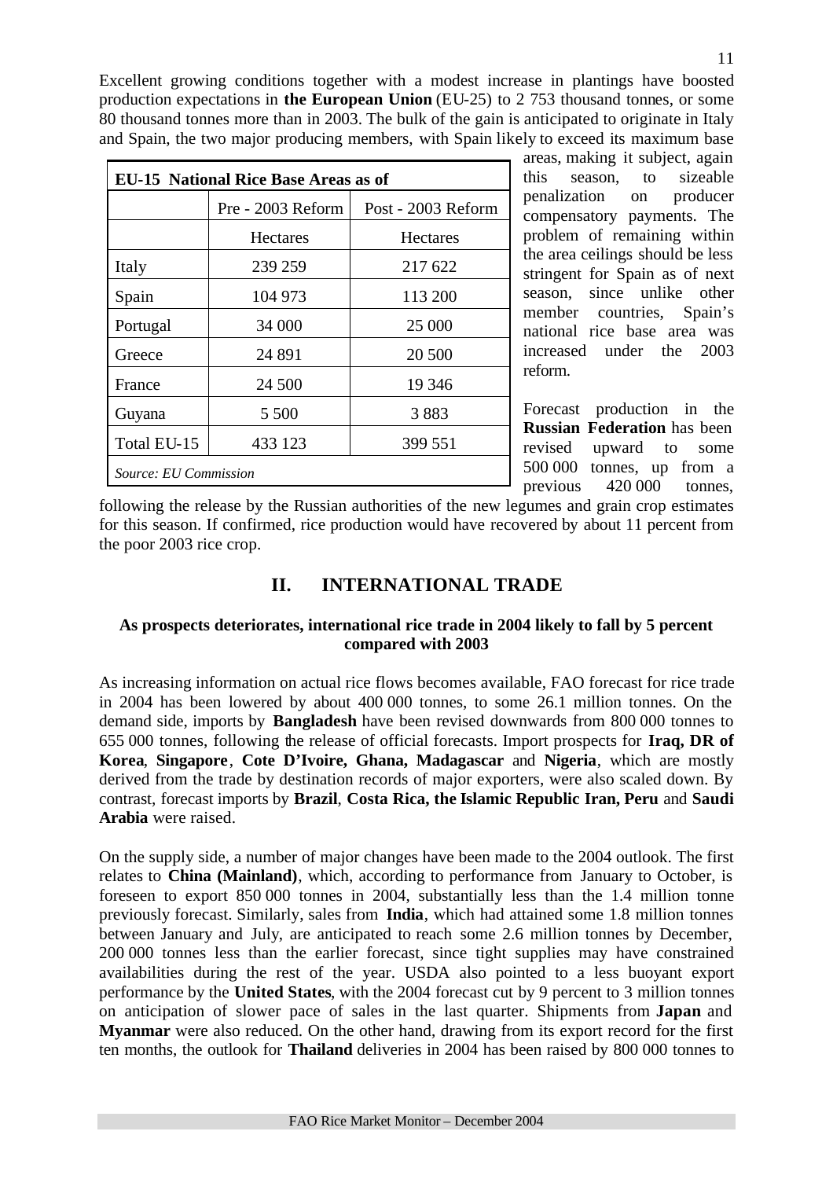Excellent growing conditions together with a modest increase in plantings have boosted production expectations in **the European Union** (EU-25) to 2 753 thousand tonnes, or some 80 thousand tonnes more than in 2003. The bulk of the gain is anticipated to originate in Italy and Spain, the two major producing members, with Spain likely to exceed its maximum base areas, making it subject, again this season, to sizeable penalization on producer compensatory payments. The problem of remaining within the area ceilings should be less stringent for Spain as of next season, since unlike other member countries, Spain's national rice base area was increased under the 2003 reform.

| **EU-15 National Rice Base Areas as of** | | |
|---|---|---|
| | Pre - 2003 Reform | Post - 2003 Reform |
| | Hectares | Hectares |
| Italy | 239 259 | 217 622 |
| Spain | 104 973 | 113 200 |
| Portugal | 34 000 | 25 000 |
| Greece | 24 891 | 20 500 |
| France | 24 500 | 19 346 |
| Guyana | 5 500 | 3 883 |
| Total EU-15 | 433 123 | 399 551 |

*Source: EU Commission*

Forecast production in the **Russian Federation** has been revised upward to some 500 000 tonnes, up from a previous 420 000 tonnes, following the release by the Russian authorities of the new legumes and grain crop estimates for this season. If confirmed, rice production would have recovered by about 11 percent from the poor 2003 rice crop.

## II. INTERNATIONAL TRADE

**As prospects deteriorates, international rice trade in 2004 likely to fall by 5 percent compared with 2003**

As increasing information on actual rice flows becomes available, FAO forecast for rice trade in 2004 has been lowered by about 400 000 tonnes, to some 26.1 million tonnes. On the demand side, imports by **Bangladesh** have been revised downwards from 800 000 tonnes to 655 000 tonnes, following the release of official forecasts. Import prospects for **Iraq, DR of Korea**, **Singapore**, **Cote D'Ivoire, Ghana, Madagascar** and **Nigeria**, which are mostly derived from the trade by destination records of major exporters, were also scaled down. By contrast, forecast imports by **Brazil**, **Costa Rica, the Islamic Republic Iran, Peru** and **Saudi Arabia** were raised.

On the supply side, a number of major changes have been made to the 2004 outlook. The first relates to **China (Mainland)**, which, according to performance from January to October, is foreseen to export 850 000 tonnes in 2004, substantially less than the 1.4 million tonne previously forecast. Similarly, sales from **India**, which had attained some 1.8 million tonnes between January and July, are anticipated to reach some 2.6 million tonnes by December, 200 000 tonnes less than the earlier forecast, since tight supplies may have constrained availabilities during the rest of the year. USDA also pointed to a less buoyant export performance by the **United States**, with the 2004 forecast cut by 9 percent to 3 million tonnes on anticipation of slower pace of sales in the last quarter. Shipments from **Japan** and **Myanmar** were also reduced. On the other hand, drawing from its export record for the first ten months, the outlook for **Thailand** deliveries in 2004 has been raised by 800 000 tonnes to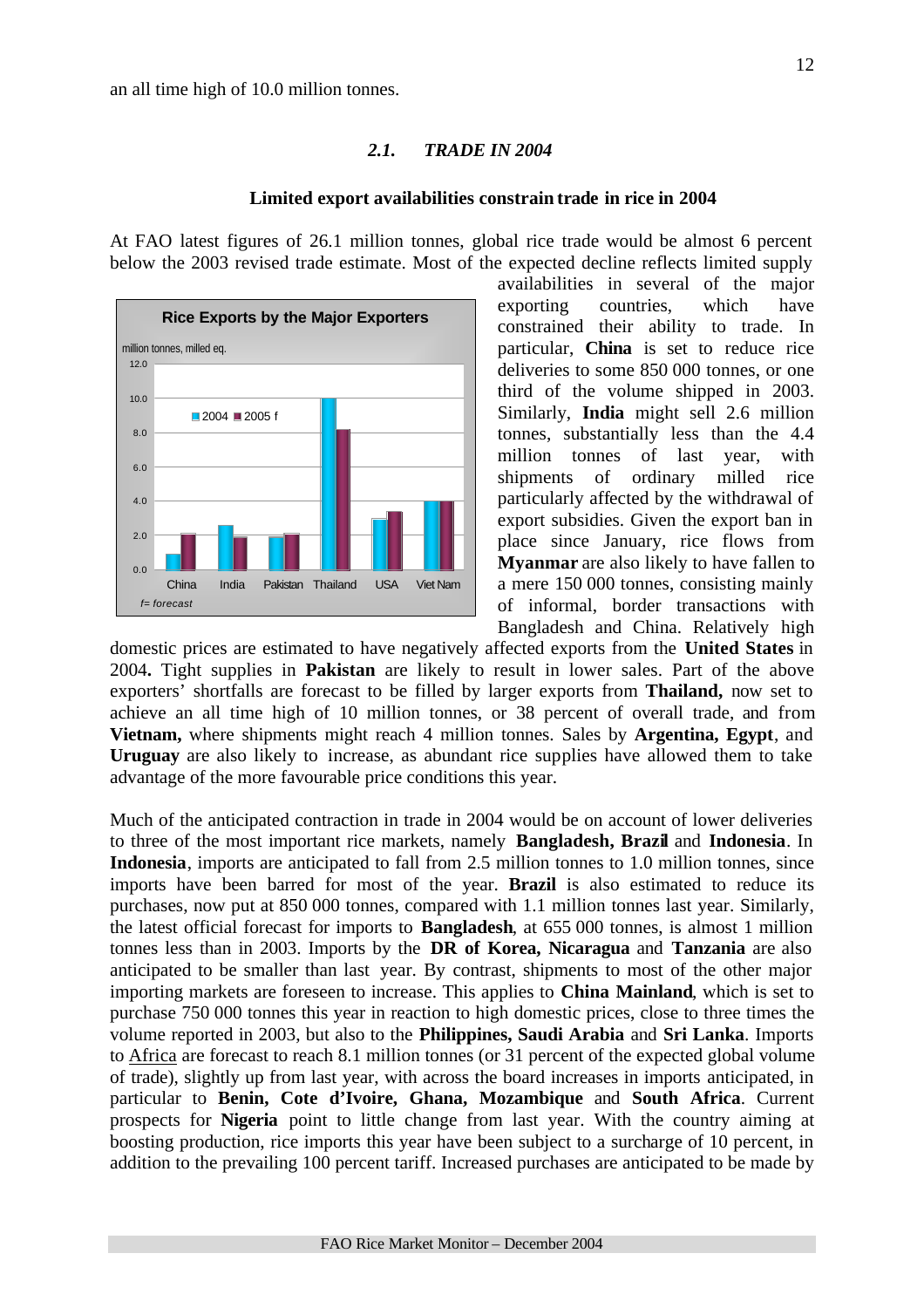an all time high of 10.0 million tonnes.

### *2.1. TRADE IN 2004*

**Limited export availabilities constrain trade in rice in 2004**

At FAO latest figures of 26.1 million tonnes, global rice trade would be almost 6 percent below the 2003 revised trade estimate. Most of the expected decline reflects limited supply availabilities in several of the major exporting countries, which have constrained their ability to trade. In particular, **China** is set to reduce rice deliveries to some 850 000 tonnes, or one third of the volume shipped in 2003. Similarly, **India** might sell 2.6 million tonnes, substantially less than the 4.4 million tonnes of last year, with shipments of ordinary milled rice particularly affected by the withdrawal of export subsidies. Given the export ban in place since January, rice flows from **Myanmar** are also likely to have fallen to a mere 150 000 tonnes, consisting mainly of informal, border transactions with Bangladesh and China. Relatively high domestic prices are estimated to have negatively affected exports from the **United States** in 2004**.** Tight supplies in **Pakistan** are likely to result in lower sales. Part of the above exporters' shortfalls are forecast to be filled by larger exports from **Thailand,** now set to achieve an all time high of 10 million tonnes, or 38 percent of overall trade, and from **Vietnam,** where shipments might reach 4 million tonnes. Sales by **Argentina, Egypt**, and **Uruguay** are also likely to increase, as abundant rice supplies have allowed them to take advantage of the more favourable price conditions this year.

**Rice Exports by the Major Exporters**

million tonnes, milled eq.

| | 2004 | 2005 f |
|---|---|---|
| China | 0.9 | 2.1 |
| India | 2.6 | 1.9 |
| Pakistan | 1.9 | 2.1 |
| Thailand | 10.0 | 8.2 |
| USA | 2.9 | 3.4 |
| Viet Nam | 4.0 | 4.0 |

*f= forecast*

Much of the anticipated contraction in trade in 2004 would be on account of lower deliveries to three of the most important rice markets, namely **Bangladesh, Brazil** and **Indonesia**. In **Indonesia**, imports are anticipated to fall from 2.5 million tonnes to 1.0 million tonnes, since imports have been barred for most of the year. **Brazil** is also estimated to reduce its purchases, now put at 850 000 tonnes, compared with 1.1 million tonnes last year. Similarly, the latest official forecast for imports to **Bangladesh**, at 655 000 tonnes, is almost 1 million tonnes less than in 2003. Imports by the **DR of Korea, Nicaragua** and **Tanzania** are also anticipated to be smaller than last year. By contrast, shipments to most of the other major importing markets are foreseen to increase. This applies to **China Mainland**, which is set to purchase 750 000 tonnes this year in reaction to high domestic prices, close to three times the volume reported in 2003, but also to the **Philippines, Saudi Arabia** and **Sri Lanka**. Imports to Africa are forecast to reach 8.1 million tonnes (or 31 percent of the expected global volume of trade), slightly up from last year, with across the board increases in imports anticipated, in particular to **Benin, Cote d'Ivoire, Ghana, Mozambique** and **South Africa**. Current prospects for **Nigeria** point to little change from last year. With the country aiming at boosting production, rice imports this year have been subject to a surcharge of 10 percent, in addition to the prevailing 100 percent tariff. Increased purchases are anticipated to be made by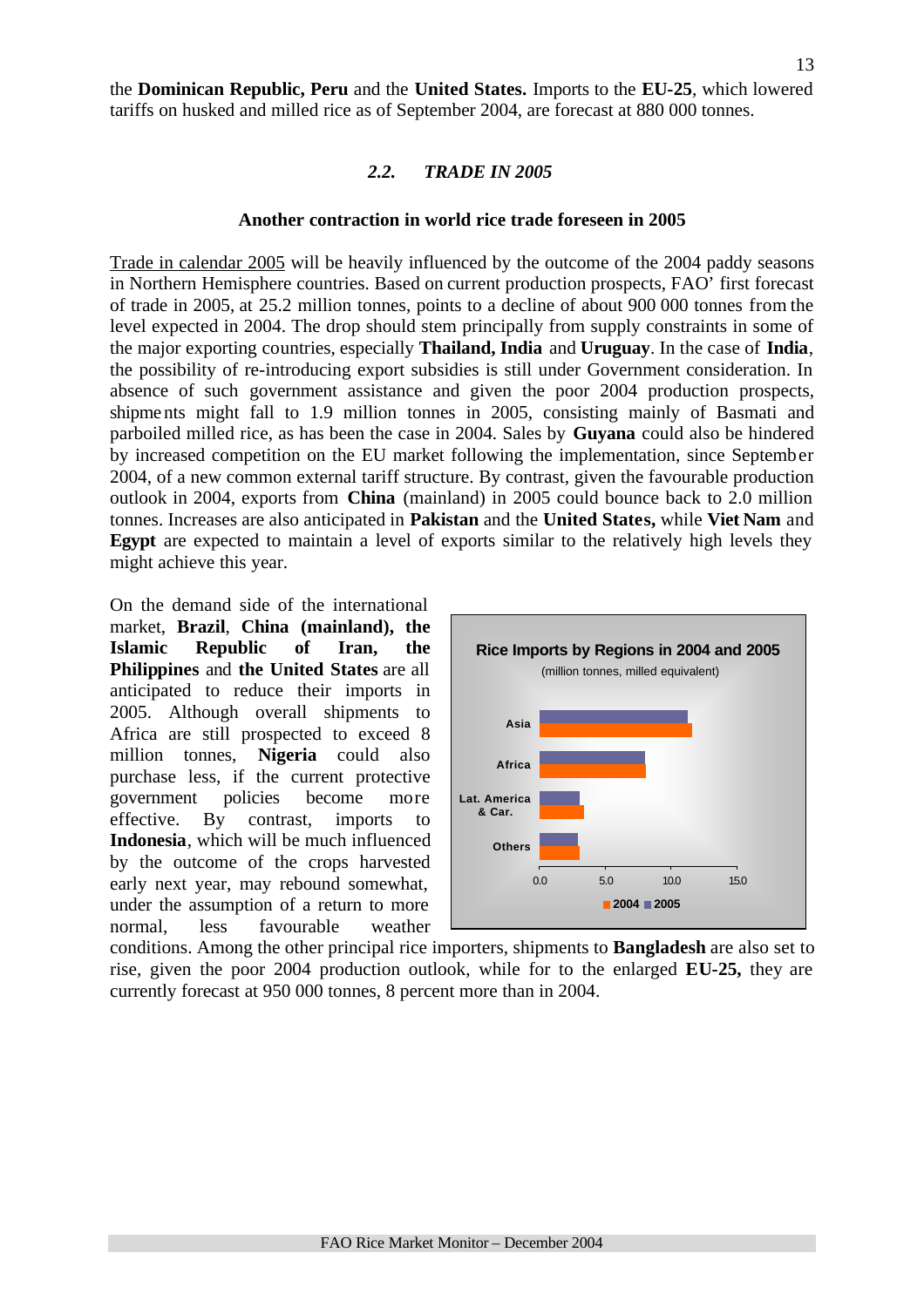the **Dominican Republic, Peru** and the **United States.** Imports to the **EU-25**, which lowered tariffs on husked and milled rice as of September 2004, are forecast at 880 000 tonnes.

### *2.2. TRADE IN 2005*

**Another contraction in world rice trade foreseen in 2005**

Trade in calendar 2005 will be heavily influenced by the outcome of the 2004 paddy seasons in Northern Hemisphere countries. Based on current production prospects, FAO' first forecast of trade in 2005, at 25.2 million tonnes, points to a decline of about 900 000 tonnes from the level expected in 2004. The drop should stem principally from supply constraints in some of the major exporting countries, especially **Thailand, India** and **Uruguay**. In the case of **India**, the possibility of re-introducing export subsidies is still under Government consideration. In absence of such government assistance and given the poor 2004 production prospects, shipments might fall to 1.9 million tonnes in 2005, consisting mainly of Basmati and parboiled milled rice, as has been the case in 2004. Sales by **Guyana** could also be hindered by increased competition on the EU market following the implementation, since September 2004, of a new common external tariff structure. By contrast, given the favourable production outlook in 2004, exports from **China** (mainland) in 2005 could bounce back to 2.0 million tonnes. Increases are also anticipated in **Pakistan** and the **United States,** while **Viet Nam** and **Egypt** are expected to maintain a level of exports similar to the relatively high levels they might achieve this year.

On the demand side of the international market, **Brazil**, **China (mainland), the Islamic Republic of Iran, the Philippines** and **the United States** are all anticipated to reduce their imports in 2005. Although overall shipments to Africa are still prospected to exceed 8 million tonnes, **Nigeria** could also purchase less, if the current protective government policies become more effective. By contrast, imports to **Indonesia**, which will be much influenced by the outcome of the crops harvested early next year, may rebound somewhat, under the assumption of a return to more normal, less favourable weather conditions. Among the other principal rice importers, shipments to **Bangladesh** are also set to rise, given the poor 2004 production outlook, while for to the enlarged **EU-25,** they are currently forecast at 950 000 tonnes, 8 percent more than in 2004.

**Rice Imports by Regions in 2004 and 2005**
(million tonnes, milled equivalent)

Regions: Asia, Africa, Lat. America & Car., Others; axis 0.0–15.0; legend: 2004, 2005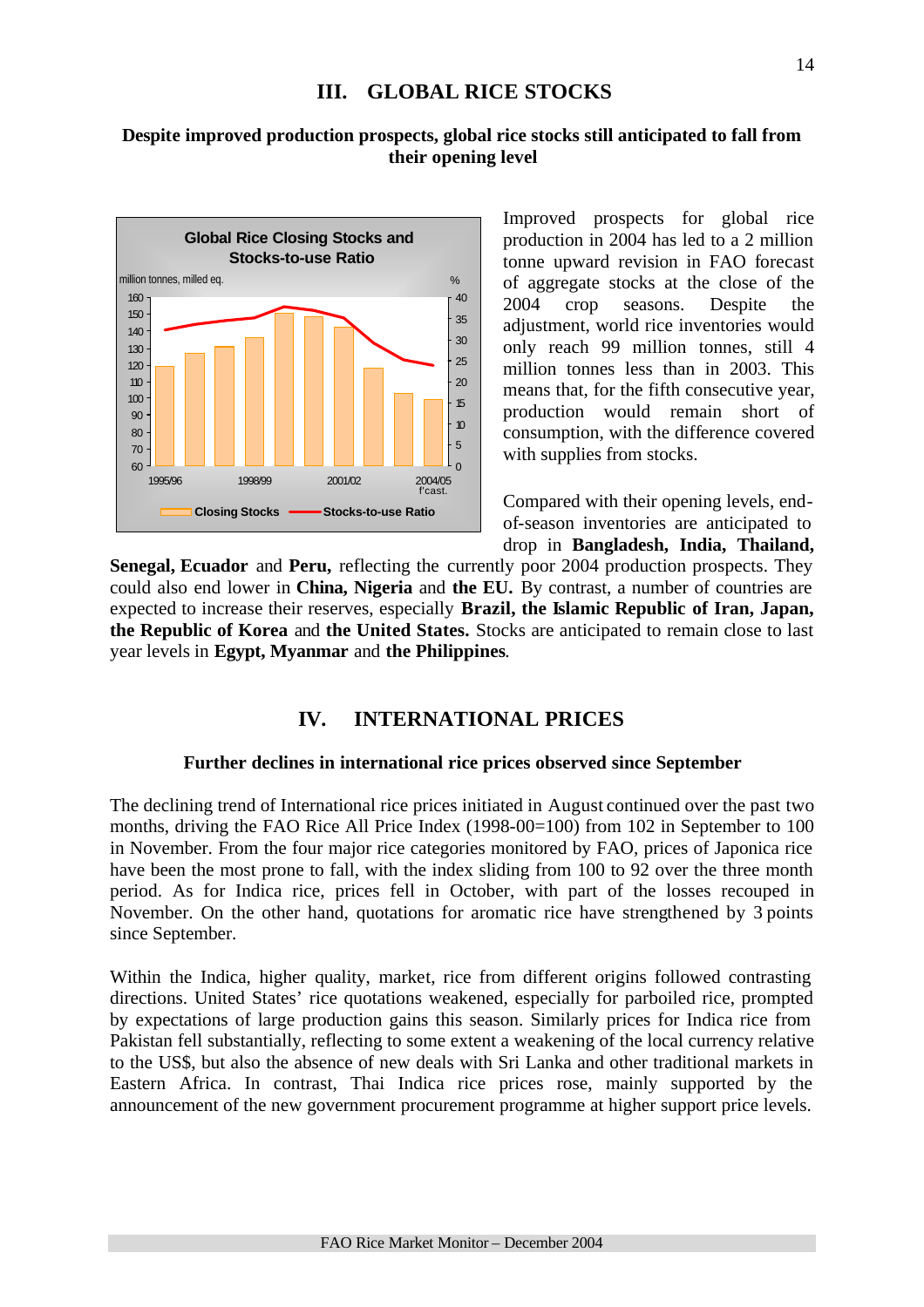## III. GLOBAL RICE STOCKS

**Despite improved production prospects, global rice stocks still anticipated to fall from their opening level**

Improved prospects for global rice production in 2004 has led to a 2 million tonne upward revision in FAO forecast of aggregate stocks at the close of the 2004 crop seasons. Despite the adjustment, world rice inventories would only reach 99 million tonnes, still 4 million tonnes less than in 2003. This means that, for the fifth consecutive year, production would remain short of consumption, with the difference covered with supplies from stocks.

Compared with their opening levels, end-of-season inventories are anticipated to drop in **Bangladesh, India, Thailand, Senegal, Ecuador** and **Peru,** reflecting the currently poor 2004 production prospects. They could also end lower in **China, Nigeria** and **the EU.** By contrast, a number of countries are expected to increase their reserves, especially **Brazil, the Islamic Republic of Iran, Japan, the Republic of Korea** and **the United States.** Stocks are anticipated to remain close to last year levels in **Egypt, Myanmar** and **the Philippines**.

## IV. INTERNATIONAL PRICES

**Further declines in international rice prices observed since September**

The declining trend of International rice prices initiated in August continued over the past two months, driving the FAO Rice All Price Index (1998-00=100) from 102 in September to 100 in November. From the four major rice categories monitored by FAO, prices of Japonica rice have been the most prone to fall, with the index sliding from 100 to 92 over the three month period. As for Indica rice, prices fell in October, with part of the losses recouped in November. On the other hand, quotations for aromatic rice have strengthened by 3 points since September.

Within the Indica, higher quality, market, rice from different origins followed contrasting directions. United States' rice quotations weakened, especially for parboiled rice, prompted by expectations of large production gains this season. Similarly prices for Indica rice from Pakistan fell substantially, reflecting to some extent a weakening of the local currency relative to the US$, but also the absence of new deals with Sri Lanka and other traditional markets in Eastern Africa. In contrast, Thai Indica rice prices rose, mainly supported by the announcement of the new government procurement programme at higher support price levels.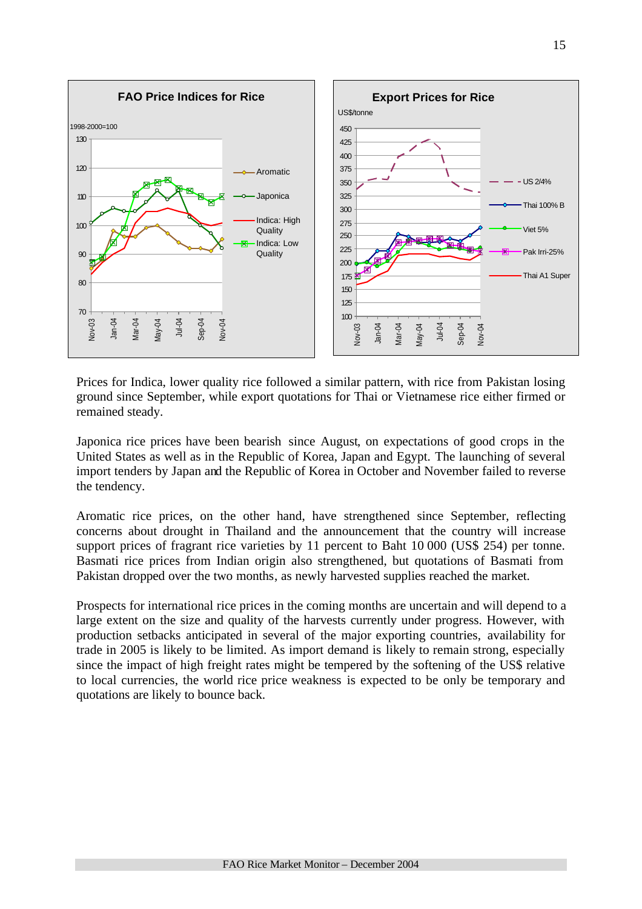Prices for Indica, lower quality rice followed a similar pattern, with rice from Pakistan losing ground since September, while export quotations for Thai or Vietnamese rice either firmed or remained steady.

Japonica rice prices have been bearish since August, on expectations of good crops in the United States as well as in the Republic of Korea, Japan and Egypt. The launching of several import tenders by Japan and the Republic of Korea in October and November failed to reverse the tendency.

Aromatic rice prices, on the other hand, have strengthened since September, reflecting concerns about drought in Thailand and the announcement that the country will increase support prices of fragrant rice varieties by 11 percent to Baht 10 000 (US$ 254) per tonne. Basmati rice prices from Indian origin also strengthened, but quotations of Basmati from Pakistan dropped over the two months, as newly harvested supplies reached the market.

Prospects for international rice prices in the coming months are uncertain and will depend to a large extent on the size and quality of the harvests currently under progress. However, with production setbacks anticipated in several of the major exporting countries, availability for trade in 2005 is likely to be limited. As import demand is likely to remain strong, especially since the impact of high freight rates might be tempered by the softening of the US$ relative to local currencies, the world rice price weakness is expected to be only be temporary and quotations are likely to bounce back.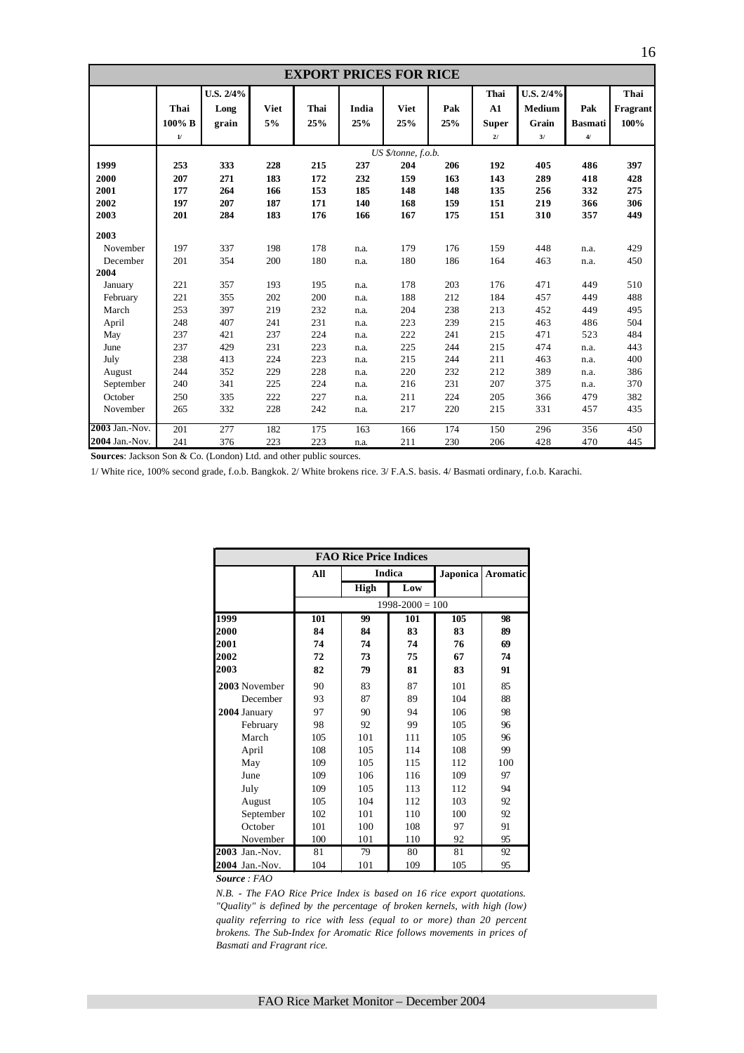## EXPORT PRICES FOR RICE

| | Thai 100% B 1/ | U.S. 2/4% Long grain | Viet 5% | Thai 25% | India 25% | Viet 25% | Pak 25% | Thai A1 Super 2/ | U.S. 2/4% Medium Grain 3/ | Pak Basmati 4/ | Thai Fragrant 100% |
|---|---|---|---|---|---|---|---|---|---|---|---|
| | *US $/tonne, f.o.b.* | | | | | | | | | | |
| **1999** | **253** | **333** | **228** | **215** | **237** | **204** | **206** | **192** | **405** | **486** | **397** |
| **2000** | **207** | **271** | **183** | **172** | **232** | **159** | **163** | **143** | **289** | **418** | **428** |
| **2001** | **177** | **264** | **166** | **153** | **185** | **148** | **148** | **135** | **256** | **332** | **275** |
| **2002** | **197** | **207** | **187** | **171** | **140** | **168** | **159** | **151** | **219** | **366** | **306** |
| **2003** | **201** | **284** | **183** | **176** | **166** | **167** | **175** | **151** | **310** | **357** | **449** |
| **2003** | | | | | | | | | | | |
| November | 197 | 337 | 198 | 178 | n.a. | 179 | 176 | 159 | 448 | n.a. | 429 |
| December | 201 | 354 | 200 | 180 | n.a. | 180 | 186 | 164 | 463 | n.a. | 450 |
| **2004** | | | | | | | | | | | |
| January | 221 | 357 | 193 | 195 | n.a. | 178 | 203 | 176 | 471 | 449 | 510 |
| February | 221 | 355 | 202 | 200 | n.a. | 188 | 212 | 184 | 457 | 449 | 488 |
| March | 253 | 397 | 219 | 232 | n.a. | 204 | 238 | 213 | 452 | 449 | 495 |
| April | 248 | 407 | 241 | 231 | n.a. | 223 | 239 | 215 | 463 | 486 | 504 |
| May | 237 | 421 | 237 | 224 | n.a. | 222 | 241 | 215 | 471 | 523 | 484 |
| June | 237 | 429 | 231 | 223 | n.a. | 225 | 244 | 215 | 474 | n.a. | 443 |
| July | 238 | 413 | 224 | 223 | n.a. | 215 | 244 | 211 | 463 | n.a. | 400 |
| August | 244 | 352 | 229 | 228 | n.a. | 220 | 232 | 212 | 389 | n.a. | 386 |
| September | 240 | 341 | 225 | 224 | n.a. | 216 | 231 | 207 | 375 | n.a. | 370 |
| October | 250 | 335 | 222 | 227 | n.a. | 211 | 224 | 205 | 366 | 479 | 382 |
| November | 265 | 332 | 228 | 242 | n.a. | 217 | 220 | 215 | 331 | 457 | 435 |
| **2003** Jan.-Nov. | 201 | 277 | 182 | 175 | 163 | 166 | 174 | 150 | 296 | 356 | 450 |
| **2004** Jan.-Nov. | 241 | 376 | 223 | 223 | n.a. | 211 | 230 | 206 | 428 | 470 | 445 |

**Sources**: Jackson Son & Co. (London) Ltd. and other public sources.

1/ White rice, 100% second grade, f.o.b. Bangkok. 2/ White brokens rice. 3/ F.A.S. basis. 4/ Basmati ordinary, f.o.b. Karachi.

## FAO Rice Price Indices

| | All | Indica | | Japonica | Aromatic |
|---|---|---|---|---|---|
| | | High | Low | | |
| | 1998-2000 = 100 | | | | |
| **1999** | **101** | **99** | **101** | **105** | **98** |
| **2000** | **84** | **84** | **83** | **83** | **89** |
| **2001** | **74** | **74** | **74** | **76** | **69** |
| **2002** | **72** | **73** | **75** | **67** | **74** |
| **2003** | **82** | **79** | **81** | **83** | **91** |
| **2003** November | 90 | 83 | 87 | 101 | 85 |
| December | 93 | 87 | 89 | 104 | 88 |
| **2004** January | 97 | 90 | 94 | 106 | 98 |
| February | 98 | 92 | 99 | 105 | 96 |
| March | 105 | 101 | 111 | 105 | 96 |
| April | 108 | 105 | 114 | 108 | 99 |
| May | 109 | 105 | 115 | 112 | 100 |
| June | 109 | 106 | 116 | 109 | 97 |
| July | 109 | 105 | 113 | 112 | 94 |
| August | 105 | 104 | 112 | 103 | 92 |
| September | 102 | 101 | 110 | 100 | 92 |
| October | 101 | 100 | 108 | 97 | 91 |
| November | 100 | 101 | 110 | 92 | 95 |
| **2003** Jan.-Nov. | 81 | 79 | 80 | 81 | 92 |
| **2004** Jan.-Nov. | 104 | 101 | 109 | 105 | 95 |

***Source** : FAO*

*N.B. - The FAO Rice Price Index is based on 16 rice export quotations. "Quality" is defined by the percentage of broken kernels, with high (low) quality referring to rice with less (equal to or more) than 20 percent brokens. The Sub-Index for Aromatic Rice follows movements in prices of Basmati and Fragrant rice.*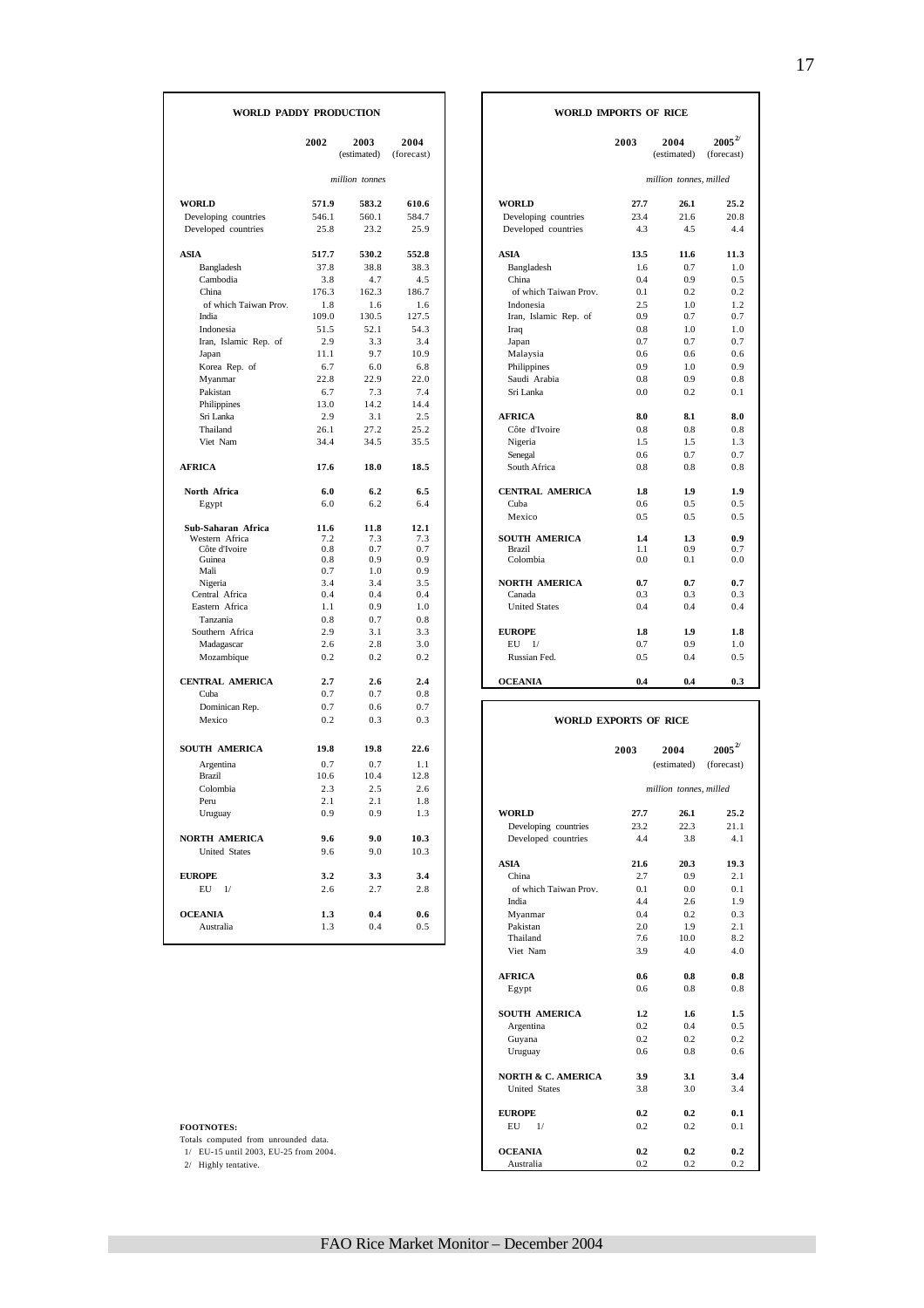## WORLD PADDY PRODUCTION

| | 2002 | 2003 (estimated) | 2004 (forecast) |
|---|---|---|---|
| | | *million tonnes* | |
| **WORLD** | **571.9** | **583.2** | **610.6** |
| Developing countries | 546.1 | 560.1 | 584.7 |
| Developed countries | 25.8 | 23.2 | 25.9 |
| **ASIA** | **517.7** | **530.2** | **552.8** |
| Bangladesh | 37.8 | 38.8 | 38.3 |
| Cambodia | 3.8 | 4.7 | 4.5 |
| China | 176.3 | 162.3 | 186.7 |
| of which Taiwan Prov. | 1.8 | 1.6 | 1.6 |
| India | 109.0 | 130.5 | 127.5 |
| Indonesia | 51.5 | 52.1 | 54.3 |
| Iran, Islamic Rep. of | 2.9 | 3.3 | 3.4 |
| Japan | 11.1 | 9.7 | 10.9 |
| Korea Rep. of | 6.7 | 6.0 | 6.8 |
| Myanmar | 22.8 | 22.9 | 22.0 |
| Pakistan | 6.7 | 7.3 | 7.4 |
| Philippines | 13.0 | 14.2 | 14.4 |
| Sri Lanka | 2.9 | 3.1 | 2.5 |
| Thailand | 26.1 | 27.2 | 25.2 |
| Viet Nam | 34.4 | 34.5 | 35.5 |
| **AFRICA** | **17.6** | **18.0** | **18.5** |
| **North Africa** | **6.0** | **6.2** | **6.5** |
| Egypt | 6.0 | 6.2 | 6.4 |
| **Sub-Saharan Africa** | **11.6** | **11.8** | **12.1** |
| Western Africa | 7.2 | 7.3 | 7.3 |
| Côte d'Ivoire | 0.8 | 0.7 | 0.7 |
| Guinea | 0.8 | 0.9 | 0.9 |
| Mali | 0.7 | 1.0 | 0.9 |
| Nigeria | 3.4 | 3.4 | 3.5 |
| Central Africa | 0.4 | 0.4 | 0.4 |
| Eastern Africa | 1.1 | 0.9 | 1.0 |
| Tanzania | 0.8 | 0.7 | 0.8 |
| Southern Africa | 2.9 | 3.1 | 3.3 |
| Madagascar | 2.6 | 2.8 | 3.0 |
| Mozambique | 0.2 | 0.2 | 0.2 |
| **CENTRAL AMERICA** | **2.7** | **2.6** | **2.4** |
| Cuba | 0.7 | 0.7 | 0.8 |
| Dominican Rep. | 0.7 | 0.6 | 0.7 |
| Mexico | 0.2 | 0.3 | 0.3 |
| **SOUTH AMERICA** | **19.8** | **19.8** | **22.6** |
| Argentina | 0.7 | 0.7 | 1.1 |
| Brazil | 10.6 | 10.4 | 12.8 |
| Colombia | 2.3 | 2.5 | 2.6 |
| Peru | 2.1 | 2.1 | 1.8 |
| Uruguay | 0.9 | 0.9 | 1.3 |
| **NORTH AMERICA** | **9.6** | **9.0** | **10.3** |
| United States | 9.6 | 9.0 | 10.3 |
| **EUROPE** | **3.2** | **3.3** | **3.4** |
| EU 1/ | 2.6 | 2.7 | 2.8 |
| **OCEANIA** | **1.3** | **0.4** | **0.6** |
| Australia | 1.3 | 0.4 | 0.5 |

## WORLD IMPORTS OF RICE

| | 2003 | 2004 (estimated) | 2005 2/ (forecast) |
|---|---|---|---|
| | | *million tonnes, milled* | |
| **WORLD** | **27.7** | **26.1** | **25.2** |
| Developing countries | 23.4 | 21.6 | 20.8 |
| Developed countries | 4.3 | 4.5 | 4.4 |
| **ASIA** | **13.5** | **11.6** | **11.3** |
| Bangladesh | 1.6 | 0.7 | 1.0 |
| China | 0.4 | 0.9 | 0.5 |
| of which Taiwan Prov. | 0.1 | 0.2 | 0.2 |
| Indonesia | 2.5 | 1.0 | 1.2 |
| Iran, Islamic Rep. of | 0.9 | 0.7 | 0.7 |
| Iraq | 0.8 | 1.0 | 1.0 |
| Japan | 0.7 | 0.7 | 0.7 |
| Malaysia | 0.6 | 0.6 | 0.6 |
| Philippines | 0.9 | 1.0 | 0.9 |
| Saudi Arabia | 0.8 | 0.9 | 0.8 |
| Sri Lanka | 0.0 | 0.2 | 0.1 |
| **AFRICA** | **8.0** | **8.1** | **8.0** |
| Côte d'Ivoire | 0.8 | 0.8 | 0.8 |
| Nigeria | 1.5 | 1.5 | 1.3 |
| Senegal | 0.6 | 0.7 | 0.7 |
| South Africa | 0.8 | 0.8 | 0.8 |
| **CENTRAL AMERICA** | **1.8** | **1.9** | **1.9** |
| Cuba | 0.6 | 0.5 | 0.5 |
| Mexico | 0.5 | 0.5 | 0.5 |
| **SOUTH AMERICA** | **1.4** | **1.3** | **0.9** |
| Brazil | 1.1 | 0.9 | 0.7 |
| Colombia | 0.0 | 0.1 | 0.0 |
| **NORTH AMERICA** | **0.7** | **0.7** | **0.7** |
| Canada | 0.3 | 0.3 | 0.3 |
| United States | 0.4 | 0.4 | 0.4 |
| **EUROPE** | **1.8** | **1.9** | **1.8** |
| EU 1/ | 0.7 | 0.9 | 1.0 |
| Russian Fed. | 0.5 | 0.4 | 0.5 |
| **OCEANIA** | **0.4** | **0.4** | **0.3** |

## WORLD EXPORTS OF RICE

| | 2003 | 2004 (estimated) | 2005 2/ (forecast) |
|---|---|---|---|
| | | *million tonnes, milled* | |
| **WORLD** | **27.7** | **26.1** | **25.2** |
| Developing countries | 23.2 | 22.3 | 21.1 |
| Developed countries | 4.4 | 3.8 | 4.1 |
| **ASIA** | **21.6** | **20.3** | **19.3** |
| China | 2.7 | 0.9 | 2.1 |
| of which Taiwan Prov. | 0.1 | 0.0 | 0.1 |
| India | 4.4 | 2.6 | 1.9 |
| Myanmar | 0.4 | 0.2 | 0.3 |
| Pakistan | 2.0 | 1.9 | 2.1 |
| Thailand | 7.6 | 10.0 | 8.2 |
| Viet Nam | 3.9 | 4.0 | 4.0 |
| **AFRICA** | **0.6** | **0.8** | **0.8** |
| Egypt | 0.6 | 0.8 | 0.8 |
| **SOUTH AMERICA** | **1.2** | **1.6** | **1.5** |
| Argentina | 0.2 | 0.4 | 0.5 |
| Guyana | 0.2 | 0.2 | 0.2 |
| Uruguay | 0.6 | 0.8 | 0.6 |
| **NORTH & C. AMERICA** | **3.9** | **3.1** | **3.4** |
| United States | 3.8 | 3.0 | 3.4 |
| **EUROPE** | **0.2** | **0.2** | **0.1** |
| EU 1/ | 0.2 | 0.2 | 0.1 |
| **OCEANIA** | **0.2** | **0.2** | **0.2** |
| Australia | 0.2 | 0.2 | 0.2 |

**FOOTNOTES:**

Totals computed from unrounded data.

1/ EU-15 until 2003, EU-25 from 2004.

2/ Highly tentative.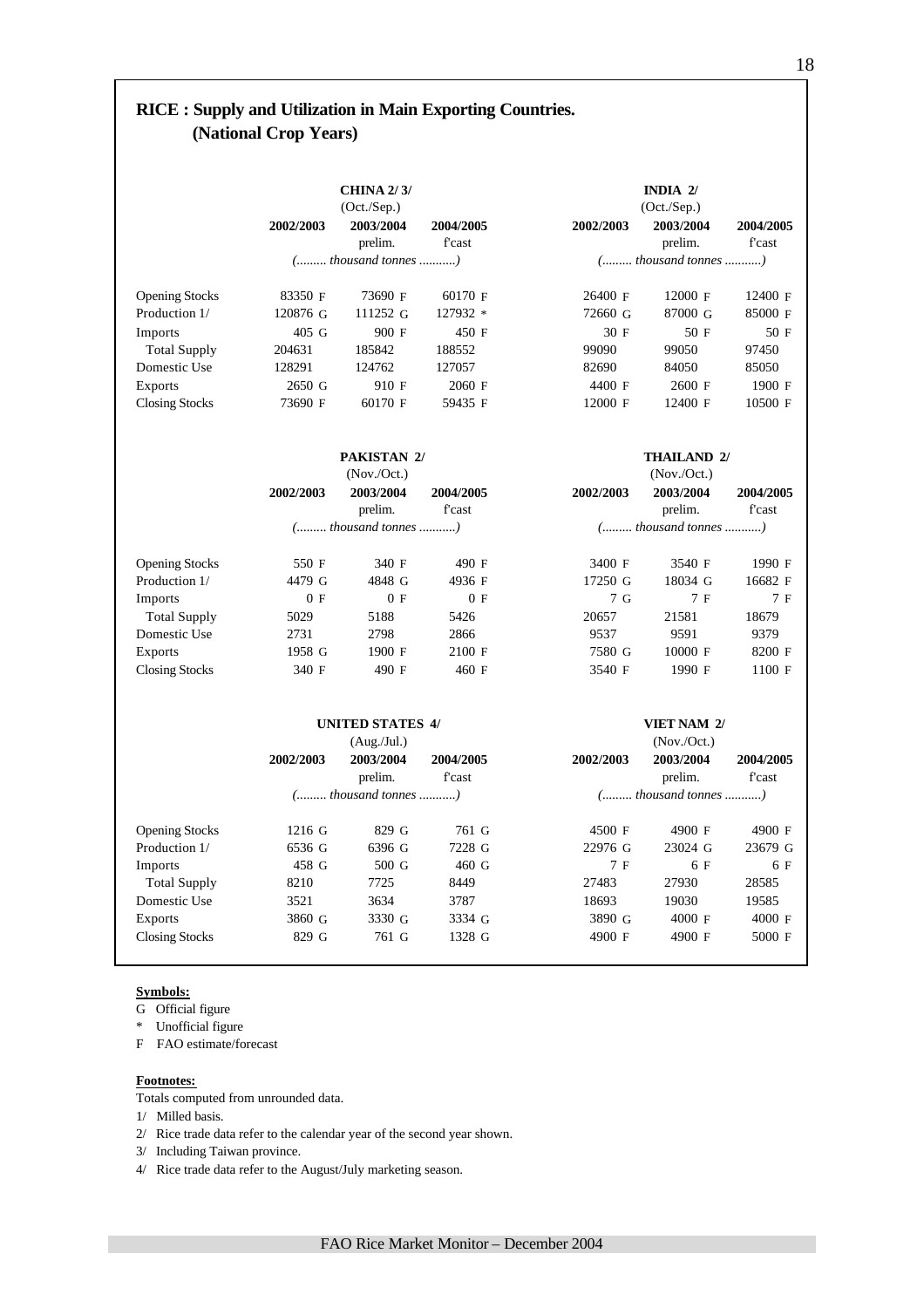## RICE : Supply and Utilization in Main Exporting Countries. (National Crop Years)

| | CHINA 2/ 3/ (Oct./Sep.) | | | INDIA 2/ (Oct./Sep.) | | |
|---|---|---|---|---|---|---|
| | 2002/2003 | 2003/2004 prelim. | 2004/2005 f'cast | 2002/2003 | 2003/2004 prelim. | 2004/2005 f'cast |
| | (......... thousand tonnes ...........) | | | (......... thousand tonnes ...........) | | |
| Opening Stocks | 83350 F | 73690 F | 60170 F | 26400 F | 12000 F | 12400 F |
| Production 1/ | 120876 G | 111252 G | 127932 * | 72660 G | 87000 G | 85000 F |
| Imports | 405 G | 900 F | 450 F | 30 F | 50 F | 50 F |
| Total Supply | 204631 | 185842 | 188552 | 99090 | 99050 | 97450 |
| Domestic Use | 128291 | 124762 | 127057 | 82690 | 84050 | 85050 |
| Exports | 2650 G | 910 F | 2060 F | 4400 F | 2600 F | 1900 F |
| Closing Stocks | 73690 F | 60170 F | 59435 F | 12000 F | 12400 F | 10500 F |

| | PAKISTAN 2/ (Nov./Oct.) | | | THAILAND 2/ (Nov./Oct.) | | |
|---|---|---|---|---|---|---|
| | 2002/2003 | 2003/2004 prelim. | 2004/2005 f'cast | 2002/2003 | 2003/2004 prelim. | 2004/2005 f'cast |
| | (......... thousand tonnes ...........) | | | (......... thousand tonnes ...........) | | |
| Opening Stocks | 550 F | 340 F | 490 F | 3400 F | 3540 F | 1990 F |
| Production 1/ | 4479 G | 4848 G | 4936 F | 17250 G | 18034 G | 16682 F |
| Imports | 0 F | 0 F | 0 F | 7 G | 7 F | 7 F |
| Total Supply | 5029 | 5188 | 5426 | 20657 | 21581 | 18679 |
| Domestic Use | 2731 | 2798 | 2866 | 9537 | 9591 | 9379 |
| Exports | 1958 G | 1900 F | 2100 F | 7580 G | 10000 F | 8200 F |
| Closing Stocks | 340 F | 490 F | 460 F | 3540 F | 1990 F | 1100 F |

| | UNITED STATES 4/ (Aug./Jul.) | | | VIET NAM 2/ (Nov./Oct.) | | |
|---|---|---|---|---|---|---|
| | 2002/2003 | 2003/2004 prelim. | 2004/2005 f'cast | 2002/2003 | 2003/2004 prelim. | 2004/2005 f'cast |
| | (......... thousand tonnes ...........) | | | (......... thousand tonnes ...........) | | |
| Opening Stocks | 1216 G | 829 G | 761 G | 4500 F | 4900 F | 4900 F |
| Production 1/ | 6536 G | 6396 G | 7228 G | 22976 G | 23024 G | 23679 G |
| Imports | 458 G | 500 G | 460 G | 7 F | 6 F | 6 F |
| Total Supply | 8210 | 7725 | 8449 | 27483 | 27930 | 28585 |
| Domestic Use | 3521 | 3634 | 3787 | 18693 | 19030 | 19585 |
| Exports | 3860 G | 3330 G | 3334 G | 3890 G | 4000 F | 4000 F |
| Closing Stocks | 829 G | 761 G | 1328 G | 4900 F | 4900 F | 5000 F |

**Symbols:**

G Official figure
* Unofficial figure
F FAO estimate/forecast

**Footnotes:**

Totals computed from unrounded data.
1/ Milled basis.
2/ Rice trade data refer to the calendar year of the second year shown.
3/ Including Taiwan province.
4/ Rice trade data refer to the August/July marketing season.